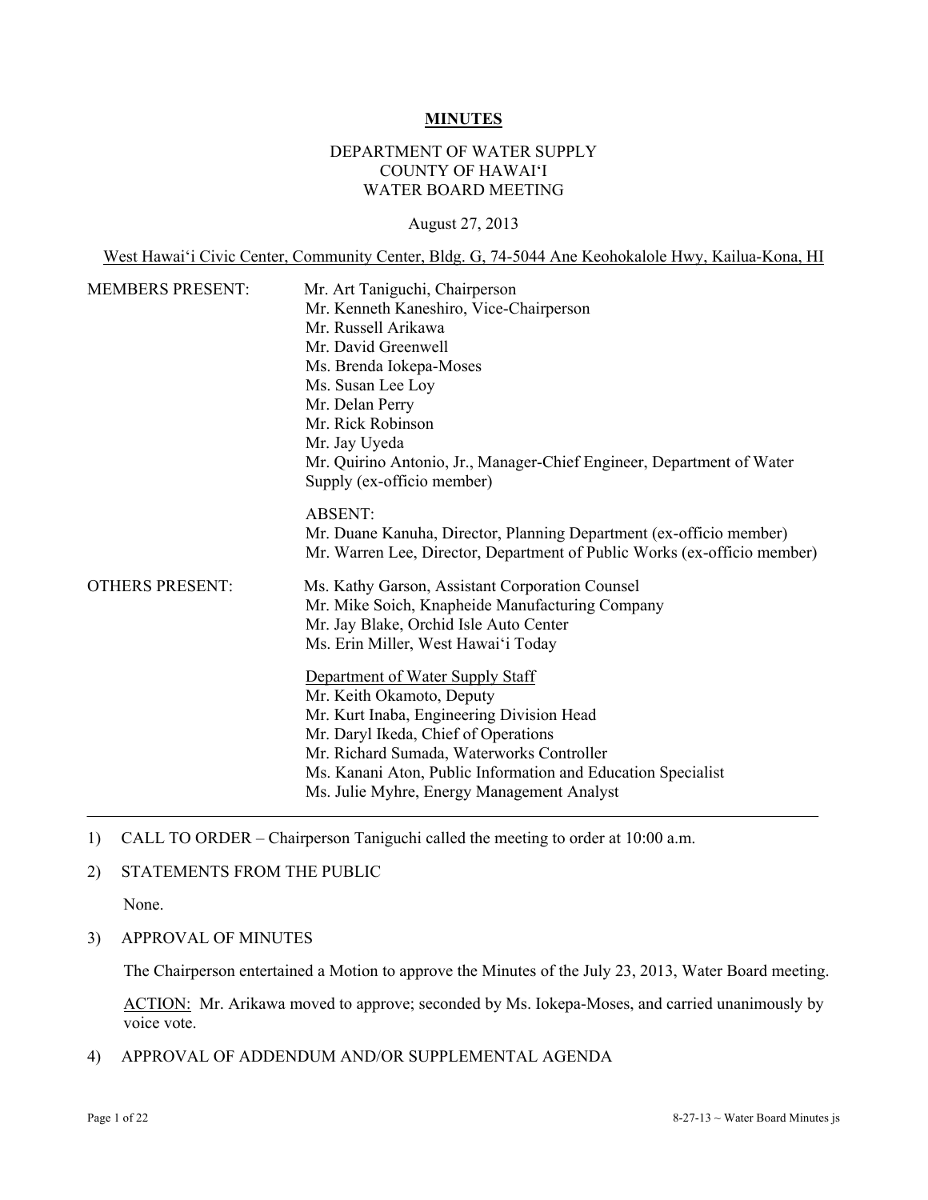# MINUTES

## DEPARTMENT OF WATER SUPPLY
## COUNTY OF HAWAIʻI
## WATER BOARD MEETING

August 27, 2013

West Hawaiʻi Civic Center, Community Center, Bldg. G, 74-5044 Ane Keohokalole Hwy, Kailua-Kona, HI

MEMBERS PRESENT:

Mr. Art Taniguchi, Chairperson
Mr. Kenneth Kaneshiro, Vice-Chairperson
Mr. Russell Arikawa
Mr. David Greenwell
Ms. Brenda Iokepa-Moses
Ms. Susan Lee Loy
Mr. Delan Perry
Mr. Rick Robinson
Mr. Jay Uyeda
Mr. Quirino Antonio, Jr., Manager-Chief Engineer, Department of Water Supply (ex-officio member)

ABSENT:
Mr. Duane Kanuha, Director, Planning Department (ex-officio member)
Mr. Warren Lee, Director, Department of Public Works (ex-officio member)

OTHERS PRESENT:

Ms. Kathy Garson, Assistant Corporation Counsel
Mr. Mike Soich, Knapheide Manufacturing Company
Mr. Jay Blake, Orchid Isle Auto Center
Ms. Erin Miller, West Hawaiʻi Today

Department of Water Supply Staff
Mr. Keith Okamoto, Deputy
Mr. Kurt Inaba, Engineering Division Head
Mr. Daryl Ikeda, Chief of Operations
Mr. Richard Sumada, Waterworks Controller
Ms. Kanani Aton, Public Information and Education Specialist
Ms. Julie Myhre, Energy Management Analyst

---

1) CALL TO ORDER – Chairperson Taniguchi called the meeting to order at 10:00 a.m.

2) STATEMENTS FROM THE PUBLIC

   None.

3) APPROVAL OF MINUTES

   The Chairperson entertained a Motion to approve the Minutes of the July 23, 2013, Water Board meeting.

   ACTION: Mr. Arikawa moved to approve; seconded by Ms. Iokepa-Moses, and carried unanimously by voice vote.

4) APPROVAL OF ADDENDUM AND/OR SUPPLEMENTAL AGENDA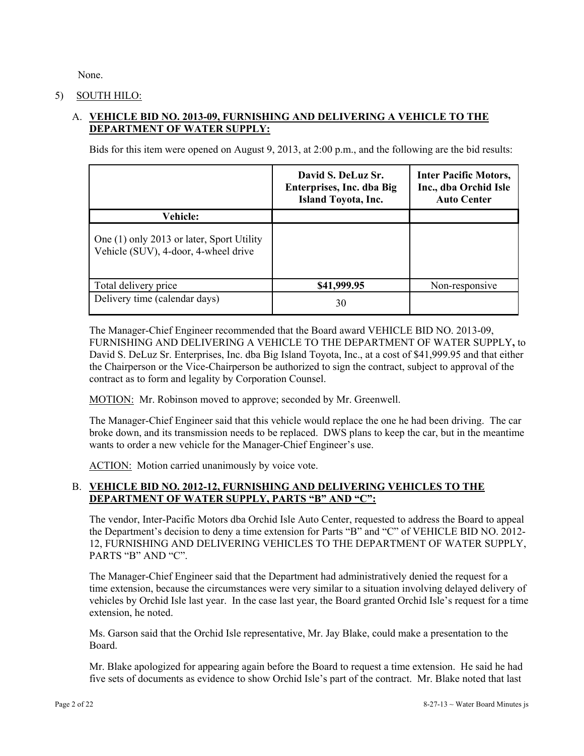None.

5) SOUTH HILO:

A. **VEHICLE BID NO. 2013-09, FURNISHING AND DELIVERING A VEHICLE TO THE DEPARTMENT OF WATER SUPPLY:**

Bids for this item were opened on August 9, 2013, at 2:00 p.m., and the following are the bid results:

| | **David S. DeLuz Sr. Enterprises, Inc. dba Big Island Toyota, Inc.** | **Inter Pacific Motors, Inc., dba Orchid Isle Auto Center** |
|---|---|---|
| **Vehicle:** | | |
| One (1) only 2013 or later, Sport Utility Vehicle (SUV), 4-door, 4-wheel drive | | |
| Total delivery price | **$41,999.95** | Non-responsive |
| Delivery time (calendar days) | 30 | |

The Manager-Chief Engineer recommended that the Board award VEHICLE BID NO. 2013-09, FURNISHING AND DELIVERING A VEHICLE TO THE DEPARTMENT OF WATER SUPPLY**,** to David S. DeLuz Sr. Enterprises, Inc. dba Big Island Toyota, Inc., at a cost of $41,999.95 and that either the Chairperson or the Vice-Chairperson be authorized to sign the contract, subject to approval of the contract as to form and legality by Corporation Counsel.

MOTION: Mr. Robinson moved to approve; seconded by Mr. Greenwell.

The Manager-Chief Engineer said that this vehicle would replace the one he had been driving. The car broke down, and its transmission needs to be replaced. DWS plans to keep the car, but in the meantime wants to order a new vehicle for the Manager-Chief Engineer's use.

ACTION: Motion carried unanimously by voice vote.

B. **VEHICLE BID NO. 2012-12, FURNISHING AND DELIVERING VEHICLES TO THE DEPARTMENT OF WATER SUPPLY, PARTS "B" AND "C":**

The vendor, Inter-Pacific Motors dba Orchid Isle Auto Center, requested to address the Board to appeal the Department's decision to deny a time extension for Parts "B" and "C" of VEHICLE BID NO. 2012-12, FURNISHING AND DELIVERING VEHICLES TO THE DEPARTMENT OF WATER SUPPLY, PARTS "B" AND "C".

The Manager-Chief Engineer said that the Department had administratively denied the request for a time extension, because the circumstances were very similar to a situation involving delayed delivery of vehicles by Orchid Isle last year. In the case last year, the Board granted Orchid Isle's request for a time extension, he noted.

Ms. Garson said that the Orchid Isle representative, Mr. Jay Blake, could make a presentation to the Board.

Mr. Blake apologized for appearing again before the Board to request a time extension. He said he had five sets of documents as evidence to show Orchid Isle's part of the contract. Mr. Blake noted that last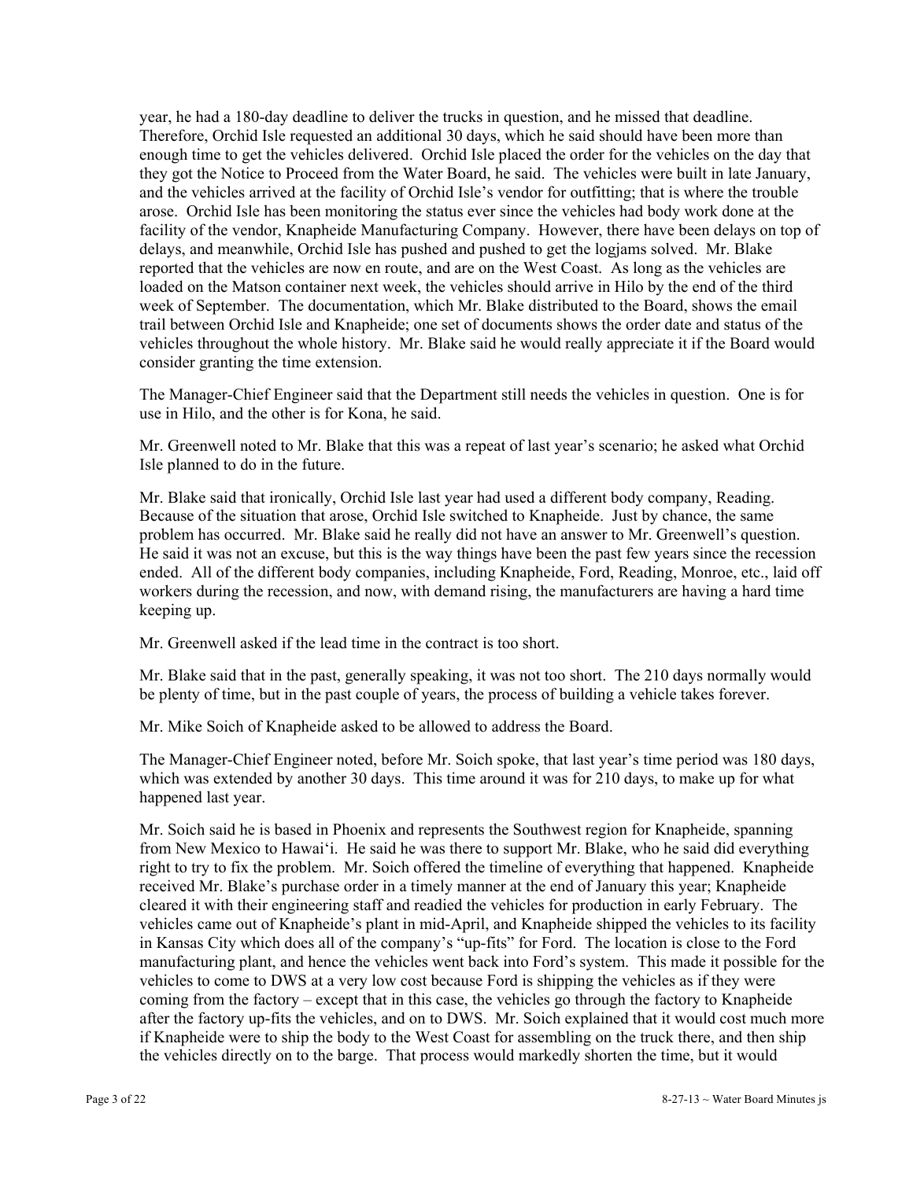year, he had a 180-day deadline to deliver the trucks in question, and he missed that deadline. Therefore, Orchid Isle requested an additional 30 days, which he said should have been more than enough time to get the vehicles delivered. Orchid Isle placed the order for the vehicles on the day that they got the Notice to Proceed from the Water Board, he said. The vehicles were built in late January, and the vehicles arrived at the facility of Orchid Isle's vendor for outfitting; that is where the trouble arose. Orchid Isle has been monitoring the status ever since the vehicles had body work done at the facility of the vendor, Knapheide Manufacturing Company. However, there have been delays on top of delays, and meanwhile, Orchid Isle has pushed and pushed to get the logjams solved. Mr. Blake reported that the vehicles are now en route, and are on the West Coast. As long as the vehicles are loaded on the Matson container next week, the vehicles should arrive in Hilo by the end of the third week of September. The documentation, which Mr. Blake distributed to the Board, shows the email trail between Orchid Isle and Knapheide; one set of documents shows the order date and status of the vehicles throughout the whole history. Mr. Blake said he would really appreciate it if the Board would consider granting the time extension.

The Manager-Chief Engineer said that the Department still needs the vehicles in question. One is for use in Hilo, and the other is for Kona, he said.

Mr. Greenwell noted to Mr. Blake that this was a repeat of last year's scenario; he asked what Orchid Isle planned to do in the future.

Mr. Blake said that ironically, Orchid Isle last year had used a different body company, Reading. Because of the situation that arose, Orchid Isle switched to Knapheide. Just by chance, the same problem has occurred. Mr. Blake said he really did not have an answer to Mr. Greenwell's question. He said it was not an excuse, but this is the way things have been the past few years since the recession ended. All of the different body companies, including Knapheide, Ford, Reading, Monroe, etc., laid off workers during the recession, and now, with demand rising, the manufacturers are having a hard time keeping up.

Mr. Greenwell asked if the lead time in the contract is too short.

Mr. Blake said that in the past, generally speaking, it was not too short. The 210 days normally would be plenty of time, but in the past couple of years, the process of building a vehicle takes forever.

Mr. Mike Soich of Knapheide asked to be allowed to address the Board.

The Manager-Chief Engineer noted, before Mr. Soich spoke, that last year's time period was 180 days, which was extended by another 30 days. This time around it was for 210 days, to make up for what happened last year.

Mr. Soich said he is based in Phoenix and represents the Southwest region for Knapheide, spanning from New Mexico to Hawai'i. He said he was there to support Mr. Blake, who he said did everything right to try to fix the problem. Mr. Soich offered the timeline of everything that happened. Knapheide received Mr. Blake's purchase order in a timely manner at the end of January this year; Knapheide cleared it with their engineering staff and readied the vehicles for production in early February. The vehicles came out of Knapheide's plant in mid-April, and Knapheide shipped the vehicles to its facility in Kansas City which does all of the company's "up-fits" for Ford. The location is close to the Ford manufacturing plant, and hence the vehicles went back into Ford's system. This made it possible for the vehicles to come to DWS at a very low cost because Ford is shipping the vehicles as if they were coming from the factory – except that in this case, the vehicles go through the factory to Knapheide after the factory up-fits the vehicles, and on to DWS. Mr. Soich explained that it would cost much more if Knapheide were to ship the body to the West Coast for assembling on the truck there, and then ship the vehicles directly on to the barge. That process would markedly shorten the time, but it would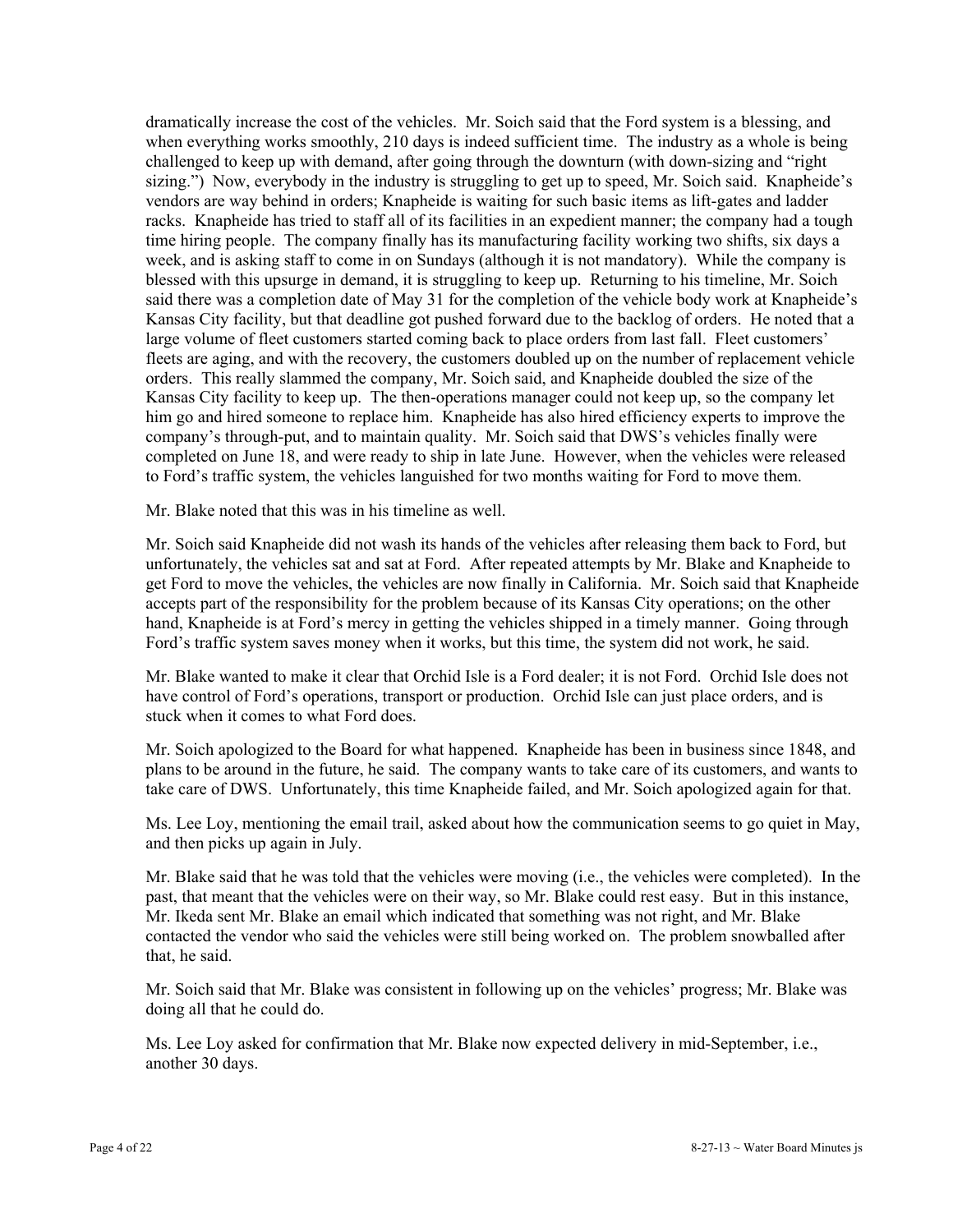dramatically increase the cost of the vehicles. Mr. Soich said that the Ford system is a blessing, and when everything works smoothly, 210 days is indeed sufficient time. The industry as a whole is being challenged to keep up with demand, after going through the downturn (with down-sizing and "right sizing.") Now, everybody in the industry is struggling to get up to speed, Mr. Soich said. Knapheide's vendors are way behind in orders; Knapheide is waiting for such basic items as lift-gates and ladder racks. Knapheide has tried to staff all of its facilities in an expedient manner; the company had a tough time hiring people. The company finally has its manufacturing facility working two shifts, six days a week, and is asking staff to come in on Sundays (although it is not mandatory). While the company is blessed with this upsurge in demand, it is struggling to keep up. Returning to his timeline, Mr. Soich said there was a completion date of May 31 for the completion of the vehicle body work at Knapheide's Kansas City facility, but that deadline got pushed forward due to the backlog of orders. He noted that a large volume of fleet customers started coming back to place orders from last fall. Fleet customers' fleets are aging, and with the recovery, the customers doubled up on the number of replacement vehicle orders. This really slammed the company, Mr. Soich said, and Knapheide doubled the size of the Kansas City facility to keep up. The then-operations manager could not keep up, so the company let him go and hired someone to replace him. Knapheide has also hired efficiency experts to improve the company's through-put, and to maintain quality. Mr. Soich said that DWS's vehicles finally were completed on June 18, and were ready to ship in late June. However, when the vehicles were released to Ford's traffic system, the vehicles languished for two months waiting for Ford to move them.

Mr. Blake noted that this was in his timeline as well.

Mr. Soich said Knapheide did not wash its hands of the vehicles after releasing them back to Ford, but unfortunately, the vehicles sat and sat at Ford. After repeated attempts by Mr. Blake and Knapheide to get Ford to move the vehicles, the vehicles are now finally in California. Mr. Soich said that Knapheide accepts part of the responsibility for the problem because of its Kansas City operations; on the other hand, Knapheide is at Ford's mercy in getting the vehicles shipped in a timely manner. Going through Ford's traffic system saves money when it works, but this time, the system did not work, he said.

Mr. Blake wanted to make it clear that Orchid Isle is a Ford dealer; it is not Ford. Orchid Isle does not have control of Ford's operations, transport or production. Orchid Isle can just place orders, and is stuck when it comes to what Ford does.

Mr. Soich apologized to the Board for what happened. Knapheide has been in business since 1848, and plans to be around in the future, he said. The company wants to take care of its customers, and wants to take care of DWS. Unfortunately, this time Knapheide failed, and Mr. Soich apologized again for that.

Ms. Lee Loy, mentioning the email trail, asked about how the communication seems to go quiet in May, and then picks up again in July.

Mr. Blake said that he was told that the vehicles were moving (i.e., the vehicles were completed). In the past, that meant that the vehicles were on their way, so Mr. Blake could rest easy. But in this instance, Mr. Ikeda sent Mr. Blake an email which indicated that something was not right, and Mr. Blake contacted the vendor who said the vehicles were still being worked on. The problem snowballed after that, he said.

Mr. Soich said that Mr. Blake was consistent in following up on the vehicles' progress; Mr. Blake was doing all that he could do.

Ms. Lee Loy asked for confirmation that Mr. Blake now expected delivery in mid-September, i.e., another 30 days.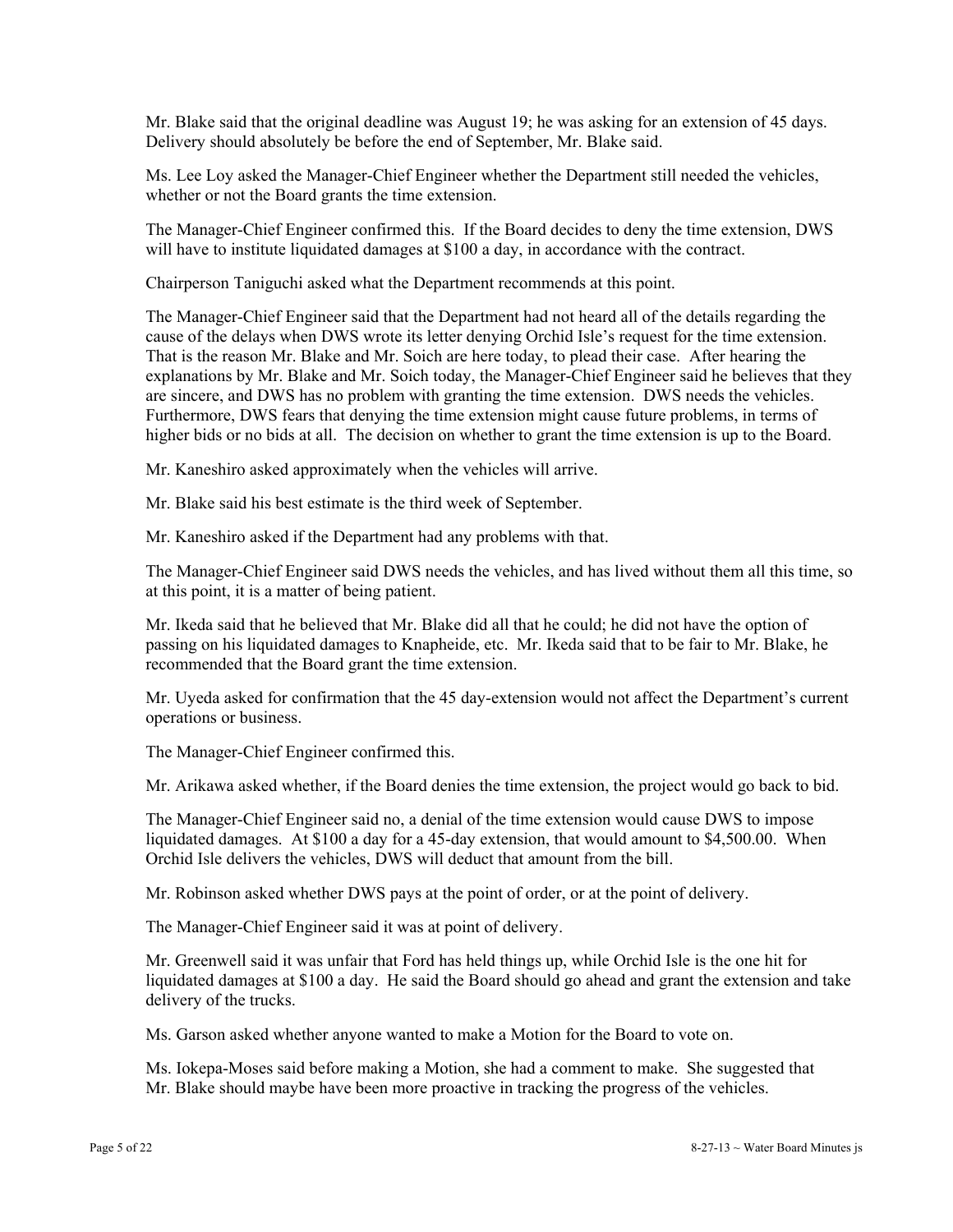Mr. Blake said that the original deadline was August 19; he was asking for an extension of 45 days. Delivery should absolutely be before the end of September, Mr. Blake said.

Ms. Lee Loy asked the Manager-Chief Engineer whether the Department still needed the vehicles, whether or not the Board grants the time extension.

The Manager-Chief Engineer confirmed this. If the Board decides to deny the time extension, DWS will have to institute liquidated damages at $100 a day, in accordance with the contract.

Chairperson Taniguchi asked what the Department recommends at this point.

The Manager-Chief Engineer said that the Department had not heard all of the details regarding the cause of the delays when DWS wrote its letter denying Orchid Isle's request for the time extension. That is the reason Mr. Blake and Mr. Soich are here today, to plead their case. After hearing the explanations by Mr. Blake and Mr. Soich today, the Manager-Chief Engineer said he believes that they are sincere, and DWS has no problem with granting the time extension. DWS needs the vehicles. Furthermore, DWS fears that denying the time extension might cause future problems, in terms of higher bids or no bids at all. The decision on whether to grant the time extension is up to the Board.

Mr. Kaneshiro asked approximately when the vehicles will arrive.

Mr. Blake said his best estimate is the third week of September.

Mr. Kaneshiro asked if the Department had any problems with that.

The Manager-Chief Engineer said DWS needs the vehicles, and has lived without them all this time, so at this point, it is a matter of being patient.

Mr. Ikeda said that he believed that Mr. Blake did all that he could; he did not have the option of passing on his liquidated damages to Knapheide, etc. Mr. Ikeda said that to be fair to Mr. Blake, he recommended that the Board grant the time extension.

Mr. Uyeda asked for confirmation that the 45 day-extension would not affect the Department's current operations or business.

The Manager-Chief Engineer confirmed this.

Mr. Arikawa asked whether, if the Board denies the time extension, the project would go back to bid.

The Manager-Chief Engineer said no, a denial of the time extension would cause DWS to impose liquidated damages. At $100 a day for a 45-day extension, that would amount to $4,500.00. When Orchid Isle delivers the vehicles, DWS will deduct that amount from the bill.

Mr. Robinson asked whether DWS pays at the point of order, or at the point of delivery.

The Manager-Chief Engineer said it was at point of delivery.

Mr. Greenwell said it was unfair that Ford has held things up, while Orchid Isle is the one hit for liquidated damages at $100 a day. He said the Board should go ahead and grant the extension and take delivery of the trucks.

Ms. Garson asked whether anyone wanted to make a Motion for the Board to vote on.

Ms. Iokepa-Moses said before making a Motion, she had a comment to make. She suggested that Mr. Blake should maybe have been more proactive in tracking the progress of the vehicles.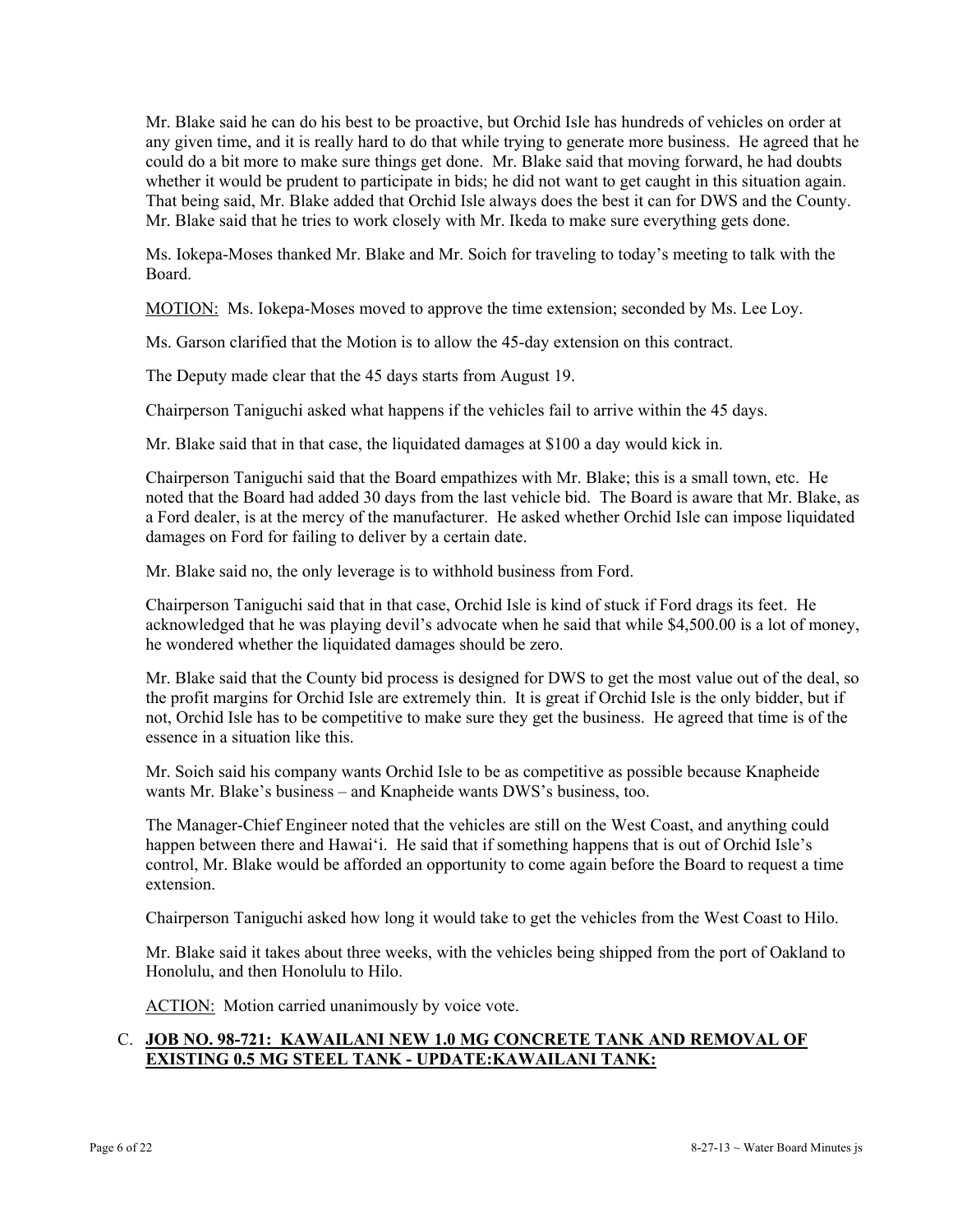Mr. Blake said he can do his best to be proactive, but Orchid Isle has hundreds of vehicles on order at any given time, and it is really hard to do that while trying to generate more business. He agreed that he could do a bit more to make sure things get done. Mr. Blake said that moving forward, he had doubts whether it would be prudent to participate in bids; he did not want to get caught in this situation again. That being said, Mr. Blake added that Orchid Isle always does the best it can for DWS and the County. Mr. Blake said that he tries to work closely with Mr. Ikeda to make sure everything gets done.

Ms. Iokepa-Moses thanked Mr. Blake and Mr. Soich for traveling to today's meeting to talk with the Board.

MOTION: Ms. Iokepa-Moses moved to approve the time extension; seconded by Ms. Lee Loy.

Ms. Garson clarified that the Motion is to allow the 45-day extension on this contract.

The Deputy made clear that the 45 days starts from August 19.

Chairperson Taniguchi asked what happens if the vehicles fail to arrive within the 45 days.

Mr. Blake said that in that case, the liquidated damages at $100 a day would kick in.

Chairperson Taniguchi said that the Board empathizes with Mr. Blake; this is a small town, etc. He noted that the Board had added 30 days from the last vehicle bid. The Board is aware that Mr. Blake, as a Ford dealer, is at the mercy of the manufacturer. He asked whether Orchid Isle can impose liquidated damages on Ford for failing to deliver by a certain date.

Mr. Blake said no, the only leverage is to withhold business from Ford.

Chairperson Taniguchi said that in that case, Orchid Isle is kind of stuck if Ford drags its feet. He acknowledged that he was playing devil's advocate when he said that while $4,500.00 is a lot of money, he wondered whether the liquidated damages should be zero.

Mr. Blake said that the County bid process is designed for DWS to get the most value out of the deal, so the profit margins for Orchid Isle are extremely thin. It is great if Orchid Isle is the only bidder, but if not, Orchid Isle has to be competitive to make sure they get the business. He agreed that time is of the essence in a situation like this.

Mr. Soich said his company wants Orchid Isle to be as competitive as possible because Knapheide wants Mr. Blake's business – and Knapheide wants DWS's business, too.

The Manager-Chief Engineer noted that the vehicles are still on the West Coast, and anything could happen between there and Hawai'i. He said that if something happens that is out of Orchid Isle's control, Mr. Blake would be afforded an opportunity to come again before the Board to request a time extension.

Chairperson Taniguchi asked how long it would take to get the vehicles from the West Coast to Hilo.

Mr. Blake said it takes about three weeks, with the vehicles being shipped from the port of Oakland to Honolulu, and then Honolulu to Hilo.

ACTION: Motion carried unanimously by voice vote.

C. **JOB NO. 98-721: KAWAILANI NEW 1.0 MG CONCRETE TANK AND REMOVAL OF EXISTING 0.5 MG STEEL TANK - UPDATE:KAWAILANI TANK:**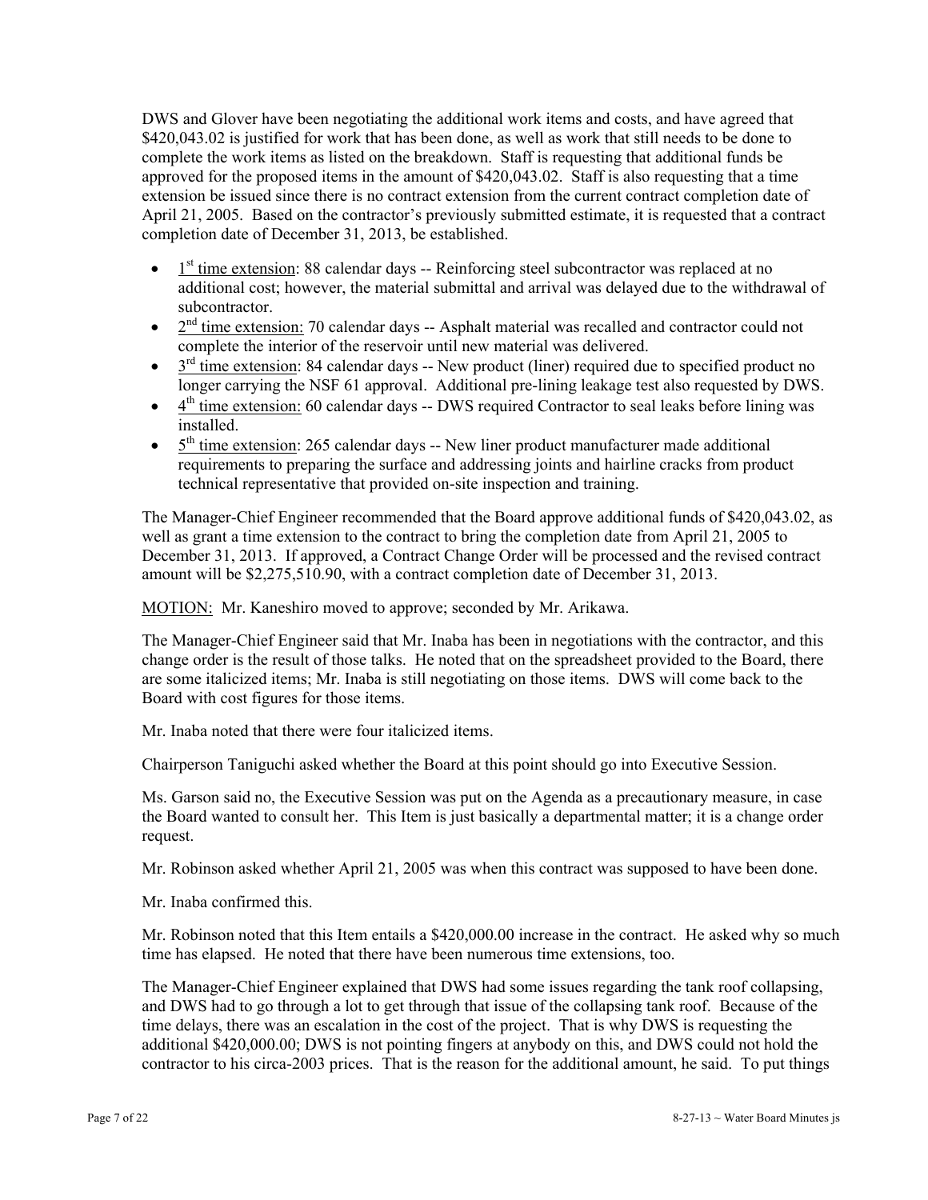DWS and Glover have been negotiating the additional work items and costs, and have agreed that $420,043.02 is justified for work that has been done, as well as work that still needs to be done to complete the work items as listed on the breakdown. Staff is requesting that additional funds be approved for the proposed items in the amount of $420,043.02. Staff is also requesting that a time extension be issued since there is no contract extension from the current contract completion date of April 21, 2005. Based on the contractor's previously submitted estimate, it is requested that a contract completion date of December 31, 2013, be established.

- 1st time extension: 88 calendar days -- Reinforcing steel subcontractor was replaced at no additional cost; however, the material submittal and arrival was delayed due to the withdrawal of subcontractor.
- 2nd time extension: 70 calendar days -- Asphalt material was recalled and contractor could not complete the interior of the reservoir until new material was delivered.
- 3rd time extension: 84 calendar days -- New product (liner) required due to specified product no longer carrying the NSF 61 approval. Additional pre-lining leakage test also requested by DWS.
- 4th time extension: 60 calendar days -- DWS required Contractor to seal leaks before lining was installed.
- 5th time extension: 265 calendar days -- New liner product manufacturer made additional requirements to preparing the surface and addressing joints and hairline cracks from product technical representative that provided on-site inspection and training.

The Manager-Chief Engineer recommended that the Board approve additional funds of $420,043.02, as well as grant a time extension to the contract to bring the completion date from April 21, 2005 to December 31, 2013. If approved, a Contract Change Order will be processed and the revised contract amount will be $2,275,510.90, with a contract completion date of December 31, 2013.

MOTION: Mr. Kaneshiro moved to approve; seconded by Mr. Arikawa.

The Manager-Chief Engineer said that Mr. Inaba has been in negotiations with the contractor, and this change order is the result of those talks. He noted that on the spreadsheet provided to the Board, there are some italicized items; Mr. Inaba is still negotiating on those items. DWS will come back to the Board with cost figures for those items.

Mr. Inaba noted that there were four italicized items.

Chairperson Taniguchi asked whether the Board at this point should go into Executive Session.

Ms. Garson said no, the Executive Session was put on the Agenda as a precautionary measure, in case the Board wanted to consult her. This Item is just basically a departmental matter; it is a change order request.

Mr. Robinson asked whether April 21, 2005 was when this contract was supposed to have been done.

Mr. Inaba confirmed this.

Mr. Robinson noted that this Item entails a $420,000.00 increase in the contract. He asked why so much time has elapsed. He noted that there have been numerous time extensions, too.

The Manager-Chief Engineer explained that DWS had some issues regarding the tank roof collapsing, and DWS had to go through a lot to get through that issue of the collapsing tank roof. Because of the time delays, there was an escalation in the cost of the project. That is why DWS is requesting the additional $420,000.00; DWS is not pointing fingers at anybody on this, and DWS could not hold the contractor to his circa-2003 prices. That is the reason for the additional amount, he said. To put things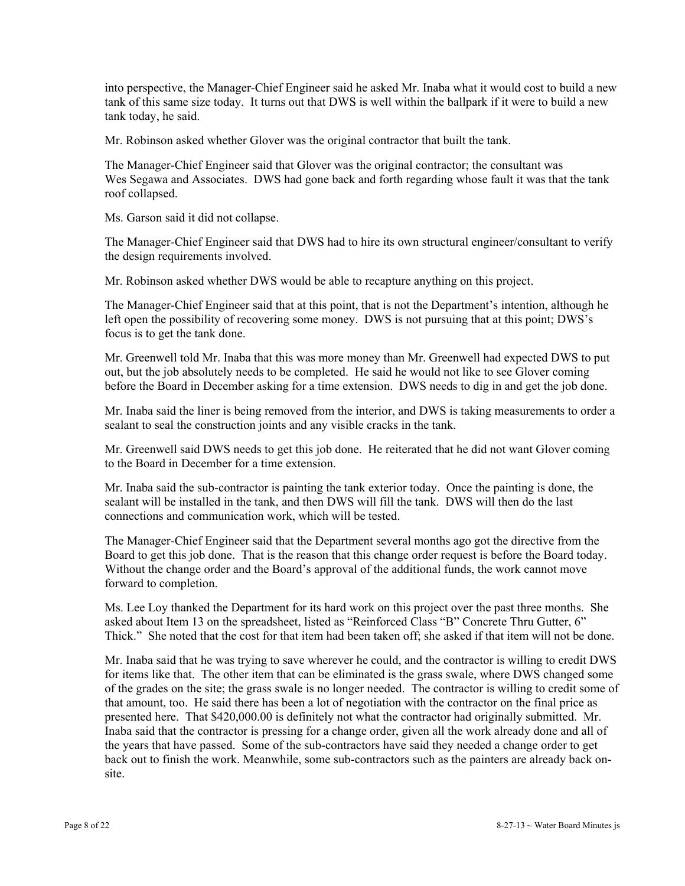into perspective, the Manager-Chief Engineer said he asked Mr. Inaba what it would cost to build a new tank of this same size today. It turns out that DWS is well within the ballpark if it were to build a new tank today, he said.

Mr. Robinson asked whether Glover was the original contractor that built the tank.

The Manager-Chief Engineer said that Glover was the original contractor; the consultant was Wes Segawa and Associates. DWS had gone back and forth regarding whose fault it was that the tank roof collapsed.

Ms. Garson said it did not collapse.

The Manager-Chief Engineer said that DWS had to hire its own structural engineer/consultant to verify the design requirements involved.

Mr. Robinson asked whether DWS would be able to recapture anything on this project.

The Manager-Chief Engineer said that at this point, that is not the Department's intention, although he left open the possibility of recovering some money. DWS is not pursuing that at this point; DWS's focus is to get the tank done.

Mr. Greenwell told Mr. Inaba that this was more money than Mr. Greenwell had expected DWS to put out, but the job absolutely needs to be completed. He said he would not like to see Glover coming before the Board in December asking for a time extension. DWS needs to dig in and get the job done.

Mr. Inaba said the liner is being removed from the interior, and DWS is taking measurements to order a sealant to seal the construction joints and any visible cracks in the tank.

Mr. Greenwell said DWS needs to get this job done. He reiterated that he did not want Glover coming to the Board in December for a time extension.

Mr. Inaba said the sub-contractor is painting the tank exterior today. Once the painting is done, the sealant will be installed in the tank, and then DWS will fill the tank. DWS will then do the last connections and communication work, which will be tested.

The Manager-Chief Engineer said that the Department several months ago got the directive from the Board to get this job done. That is the reason that this change order request is before the Board today. Without the change order and the Board's approval of the additional funds, the work cannot move forward to completion.

Ms. Lee Loy thanked the Department for its hard work on this project over the past three months. She asked about Item 13 on the spreadsheet, listed as "Reinforced Class "B" Concrete Thru Gutter, 6" Thick." She noted that the cost for that item had been taken off; she asked if that item will not be done.

Mr. Inaba said that he was trying to save wherever he could, and the contractor is willing to credit DWS for items like that. The other item that can be eliminated is the grass swale, where DWS changed some of the grades on the site; the grass swale is no longer needed. The contractor is willing to credit some of that amount, too. He said there has been a lot of negotiation with the contractor on the final price as presented here. That $420,000.00 is definitely not what the contractor had originally submitted. Mr. Inaba said that the contractor is pressing for a change order, given all the work already done and all of the years that have passed. Some of the sub-contractors have said they needed a change order to get back out to finish the work. Meanwhile, some sub-contractors such as the painters are already back on-site.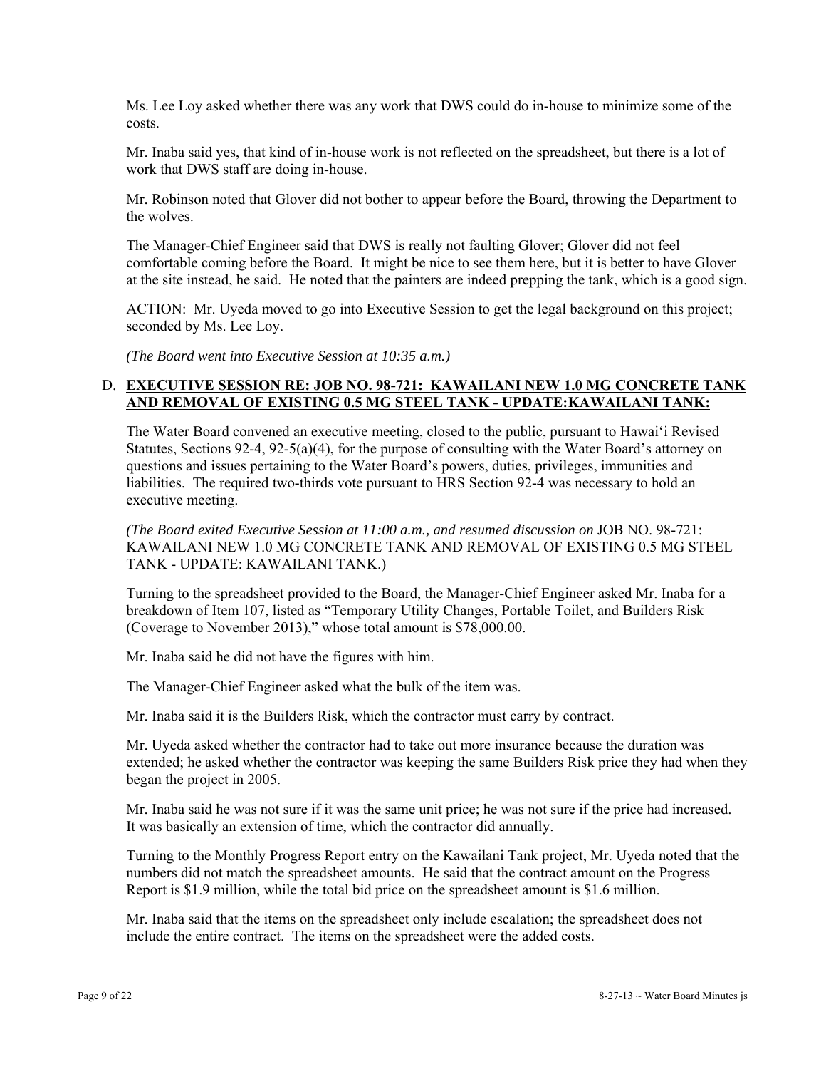Ms. Lee Loy asked whether there was any work that DWS could do in-house to minimize some of the costs.

Mr. Inaba said yes, that kind of in-house work is not reflected on the spreadsheet, but there is a lot of work that DWS staff are doing in-house.

Mr. Robinson noted that Glover did not bother to appear before the Board, throwing the Department to the wolves.

The Manager-Chief Engineer said that DWS is really not faulting Glover; Glover did not feel comfortable coming before the Board. It might be nice to see them here, but it is better to have Glover at the site instead, he said. He noted that the painters are indeed prepping the tank, which is a good sign.

ACTION: Mr. Uyeda moved to go into Executive Session to get the legal background on this project; seconded by Ms. Lee Loy.

*(The Board went into Executive Session at 10:35 a.m.)*

D. **EXECUTIVE SESSION RE: JOB NO. 98-721: KAWAILANI NEW 1.0 MG CONCRETE TANK AND REMOVAL OF EXISTING 0.5 MG STEEL TANK - UPDATE:KAWAILANI TANK:**

The Water Board convened an executive meeting, closed to the public, pursuant to Hawai'i Revised Statutes, Sections 92-4, 92-5(a)(4), for the purpose of consulting with the Water Board's attorney on questions and issues pertaining to the Water Board's powers, duties, privileges, immunities and liabilities. The required two-thirds vote pursuant to HRS Section 92-4 was necessary to hold an executive meeting.

*(The Board exited Executive Session at 11:00 a.m., and resumed discussion on* JOB NO. 98-721: KAWAILANI NEW 1.0 MG CONCRETE TANK AND REMOVAL OF EXISTING 0.5 MG STEEL TANK - UPDATE: KAWAILANI TANK.)

Turning to the spreadsheet provided to the Board, the Manager-Chief Engineer asked Mr. Inaba for a breakdown of Item 107, listed as "Temporary Utility Changes, Portable Toilet, and Builders Risk (Coverage to November 2013)," whose total amount is $78,000.00.

Mr. Inaba said he did not have the figures with him.

The Manager-Chief Engineer asked what the bulk of the item was.

Mr. Inaba said it is the Builders Risk, which the contractor must carry by contract.

Mr. Uyeda asked whether the contractor had to take out more insurance because the duration was extended; he asked whether the contractor was keeping the same Builders Risk price they had when they began the project in 2005.

Mr. Inaba said he was not sure if it was the same unit price; he was not sure if the price had increased. It was basically an extension of time, which the contractor did annually.

Turning to the Monthly Progress Report entry on the Kawailani Tank project, Mr. Uyeda noted that the numbers did not match the spreadsheet amounts. He said that the contract amount on the Progress Report is $1.9 million, while the total bid price on the spreadsheet amount is $1.6 million.

Mr. Inaba said that the items on the spreadsheet only include escalation; the spreadsheet does not include the entire contract. The items on the spreadsheet were the added costs.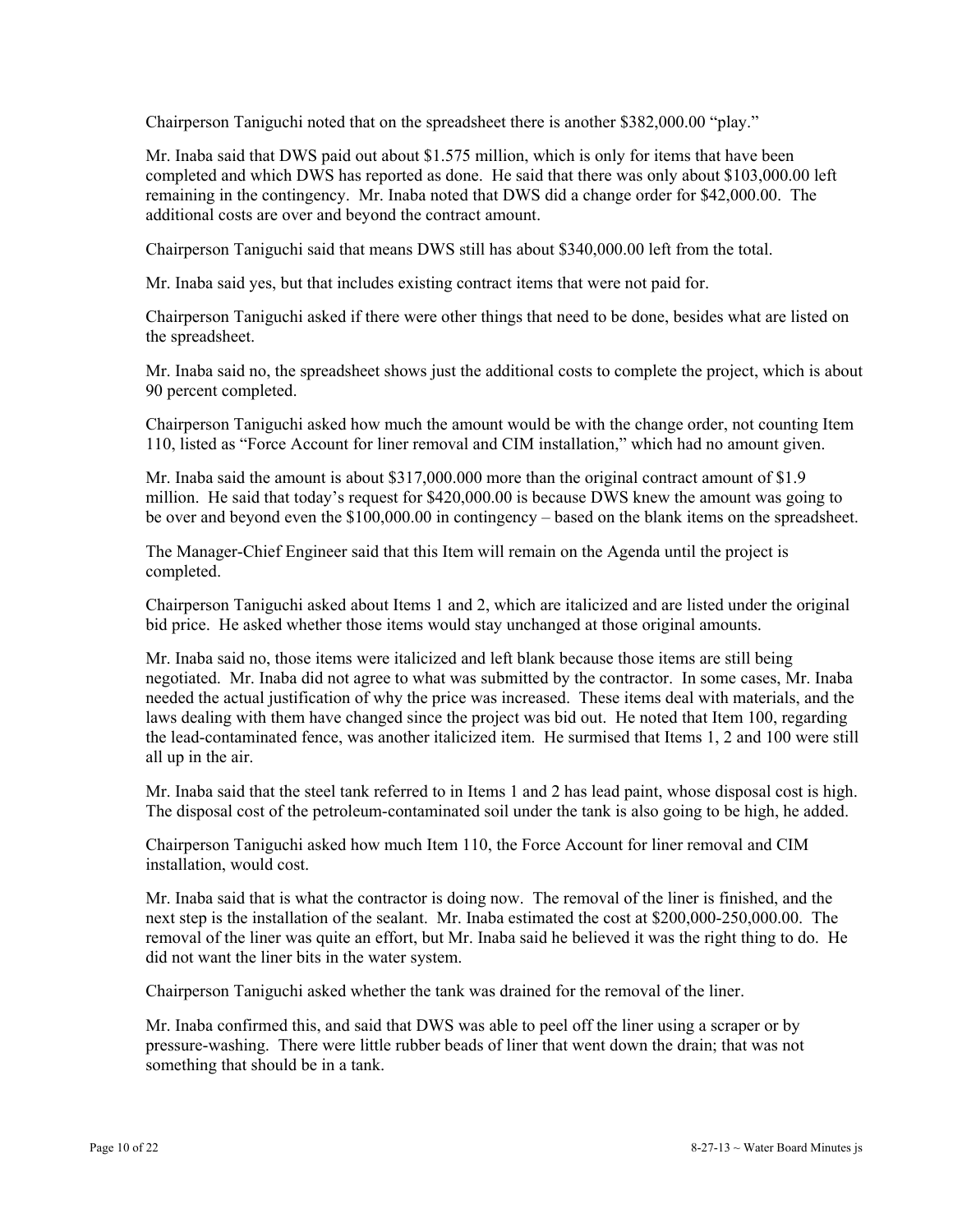Chairperson Taniguchi noted that on the spreadsheet there is another $382,000.00 "play."

Mr. Inaba said that DWS paid out about $1.575 million, which is only for items that have been completed and which DWS has reported as done. He said that there was only about $103,000.00 left remaining in the contingency. Mr. Inaba noted that DWS did a change order for $42,000.00. The additional costs are over and beyond the contract amount.

Chairperson Taniguchi said that means DWS still has about $340,000.00 left from the total.

Mr. Inaba said yes, but that includes existing contract items that were not paid for.

Chairperson Taniguchi asked if there were other things that need to be done, besides what are listed on the spreadsheet.

Mr. Inaba said no, the spreadsheet shows just the additional costs to complete the project, which is about 90 percent completed.

Chairperson Taniguchi asked how much the amount would be with the change order, not counting Item 110, listed as "Force Account for liner removal and CIM installation," which had no amount given.

Mr. Inaba said the amount is about $317,000.000 more than the original contract amount of $1.9 million. He said that today's request for $420,000.00 is because DWS knew the amount was going to be over and beyond even the $100,000.00 in contingency – based on the blank items on the spreadsheet.

The Manager-Chief Engineer said that this Item will remain on the Agenda until the project is completed.

Chairperson Taniguchi asked about Items 1 and 2, which are italicized and are listed under the original bid price. He asked whether those items would stay unchanged at those original amounts.

Mr. Inaba said no, those items were italicized and left blank because those items are still being negotiated. Mr. Inaba did not agree to what was submitted by the contractor. In some cases, Mr. Inaba needed the actual justification of why the price was increased. These items deal with materials, and the laws dealing with them have changed since the project was bid out. He noted that Item 100, regarding the lead-contaminated fence, was another italicized item. He surmised that Items 1, 2 and 100 were still all up in the air.

Mr. Inaba said that the steel tank referred to in Items 1 and 2 has lead paint, whose disposal cost is high. The disposal cost of the petroleum-contaminated soil under the tank is also going to be high, he added.

Chairperson Taniguchi asked how much Item 110, the Force Account for liner removal and CIM installation, would cost.

Mr. Inaba said that is what the contractor is doing now. The removal of the liner is finished, and the next step is the installation of the sealant. Mr. Inaba estimated the cost at $200,000-250,000.00. The removal of the liner was quite an effort, but Mr. Inaba said he believed it was the right thing to do. He did not want the liner bits in the water system.

Chairperson Taniguchi asked whether the tank was drained for the removal of the liner.

Mr. Inaba confirmed this, and said that DWS was able to peel off the liner using a scraper or by pressure-washing. There were little rubber beads of liner that went down the drain; that was not something that should be in a tank.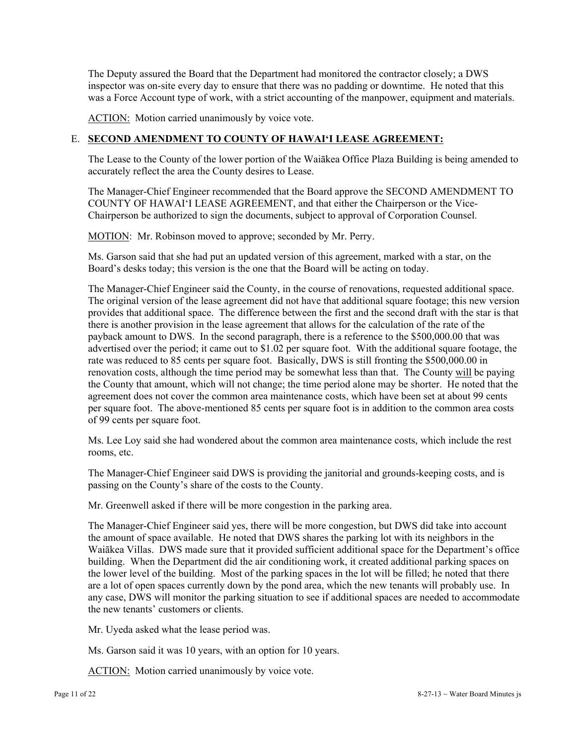The Deputy assured the Board that the Department had monitored the contractor closely; a DWS inspector was on-site every day to ensure that there was no padding or downtime. He noted that this was a Force Account type of work, with a strict accounting of the manpower, equipment and materials.

ACTION: Motion carried unanimously by voice vote.

E. **SECOND AMENDMENT TO COUNTY OF HAWAIʻI LEASE AGREEMENT:**

The Lease to the County of the lower portion of the Waiākea Office Plaza Building is being amended to accurately reflect the area the County desires to Lease.

The Manager-Chief Engineer recommended that the Board approve the SECOND AMENDMENT TO COUNTY OF HAWAIʻI LEASE AGREEMENT, and that either the Chairperson or the Vice-Chairperson be authorized to sign the documents, subject to approval of Corporation Counsel.

MOTION: Mr. Robinson moved to approve; seconded by Mr. Perry.

Ms. Garson said that she had put an updated version of this agreement, marked with a star, on the Board's desks today; this version is the one that the Board will be acting on today.

The Manager-Chief Engineer said the County, in the course of renovations, requested additional space. The original version of the lease agreement did not have that additional square footage; this new version provides that additional space. The difference between the first and the second draft with the star is that there is another provision in the lease agreement that allows for the calculation of the rate of the payback amount to DWS. In the second paragraph, there is a reference to the $500,000.00 that was advertised over the period; it came out to $1.02 per square foot. With the additional square footage, the rate was reduced to 85 cents per square foot. Basically, DWS is still fronting the $500,000.00 in renovation costs, although the time period may be somewhat less than that. The County will be paying the County that amount, which will not change; the time period alone may be shorter. He noted that the agreement does not cover the common area maintenance costs, which have been set at about 99 cents per square foot. The above-mentioned 85 cents per square foot is in addition to the common area costs of 99 cents per square foot.

Ms. Lee Loy said she had wondered about the common area maintenance costs, which include the rest rooms, etc.

The Manager-Chief Engineer said DWS is providing the janitorial and grounds-keeping costs, and is passing on the County's share of the costs to the County.

Mr. Greenwell asked if there will be more congestion in the parking area.

The Manager-Chief Engineer said yes, there will be more congestion, but DWS did take into account the amount of space available. He noted that DWS shares the parking lot with its neighbors in the Waiākea Villas. DWS made sure that it provided sufficient additional space for the Department's office building. When the Department did the air conditioning work, it created additional parking spaces on the lower level of the building. Most of the parking spaces in the lot will be filled; he noted that there are a lot of open spaces currently down by the pond area, which the new tenants will probably use. In any case, DWS will monitor the parking situation to see if additional spaces are needed to accommodate the new tenants' customers or clients.

Mr. Uyeda asked what the lease period was.

Ms. Garson said it was 10 years, with an option for 10 years.

ACTION: Motion carried unanimously by voice vote.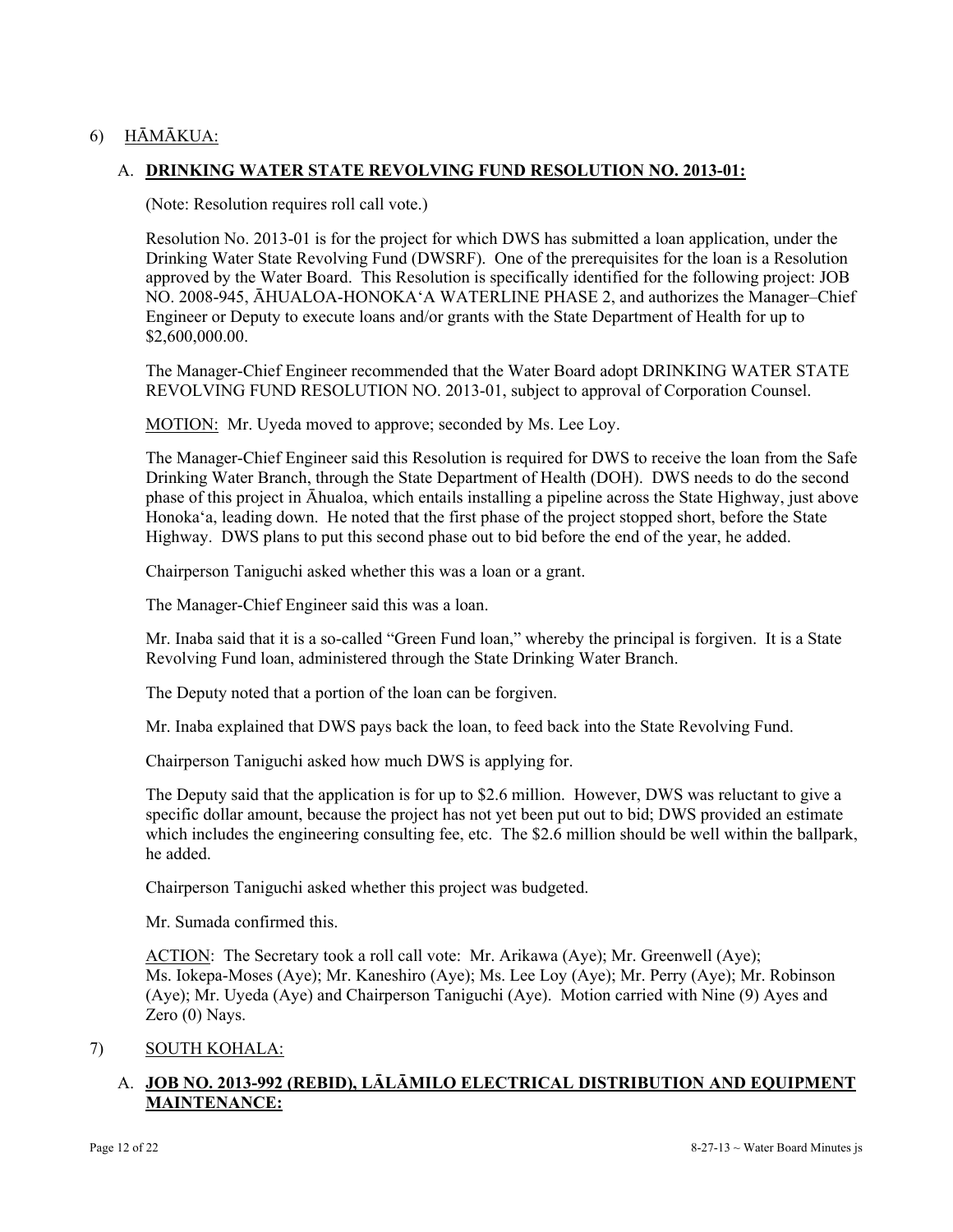6) <u>HĀMĀKUA:</u>

A. **DRINKING WATER STATE REVOLVING FUND RESOLUTION NO. 2013-01:**

(Note: Resolution requires roll call vote.)

Resolution No. 2013-01 is for the project for which DWS has submitted a loan application, under the Drinking Water State Revolving Fund (DWSRF). One of the prerequisites for the loan is a Resolution approved by the Water Board. This Resolution is specifically identified for the following project: JOB NO. 2008-945, ĀHUALOA-HONOKAʻA WATERLINE PHASE 2, and authorizes the Manager–Chief Engineer or Deputy to execute loans and/or grants with the State Department of Health for up to $2,600,000.00.

The Manager-Chief Engineer recommended that the Water Board adopt DRINKING WATER STATE REVOLVING FUND RESOLUTION NO. 2013-01, subject to approval of Corporation Counsel.

<u>MOTION:</u> Mr. Uyeda moved to approve; seconded by Ms. Lee Loy.

The Manager-Chief Engineer said this Resolution is required for DWS to receive the loan from the Safe Drinking Water Branch, through the State Department of Health (DOH). DWS needs to do the second phase of this project in Āhualoa, which entails installing a pipeline across the State Highway, just above Honokaʻa, leading down. He noted that the first phase of the project stopped short, before the State Highway. DWS plans to put this second phase out to bid before the end of the year, he added.

Chairperson Taniguchi asked whether this was a loan or a grant.

The Manager-Chief Engineer said this was a loan.

Mr. Inaba said that it is a so-called "Green Fund loan," whereby the principal is forgiven. It is a State Revolving Fund loan, administered through the State Drinking Water Branch.

The Deputy noted that a portion of the loan can be forgiven.

Mr. Inaba explained that DWS pays back the loan, to feed back into the State Revolving Fund.

Chairperson Taniguchi asked how much DWS is applying for.

The Deputy said that the application is for up to $2.6 million. However, DWS was reluctant to give a specific dollar amount, because the project has not yet been put out to bid; DWS provided an estimate which includes the engineering consulting fee, etc. The $2.6 million should be well within the ballpark, he added.

Chairperson Taniguchi asked whether this project was budgeted.

Mr. Sumada confirmed this.

<u>ACTION</u>: The Secretary took a roll call vote: Mr. Arikawa (Aye); Mr. Greenwell (Aye); Ms. Iokepa-Moses (Aye); Mr. Kaneshiro (Aye); Ms. Lee Loy (Aye); Mr. Perry (Aye); Mr. Robinson (Aye); Mr. Uyeda (Aye) and Chairperson Taniguchi (Aye). Motion carried with Nine (9) Ayes and Zero (0) Nays.

7) <u>SOUTH KOHALA:</u>

A. **JOB NO. 2013-992 (REBID), LĀLĀMILO ELECTRICAL DISTRIBUTION AND EQUIPMENT MAINTENANCE:**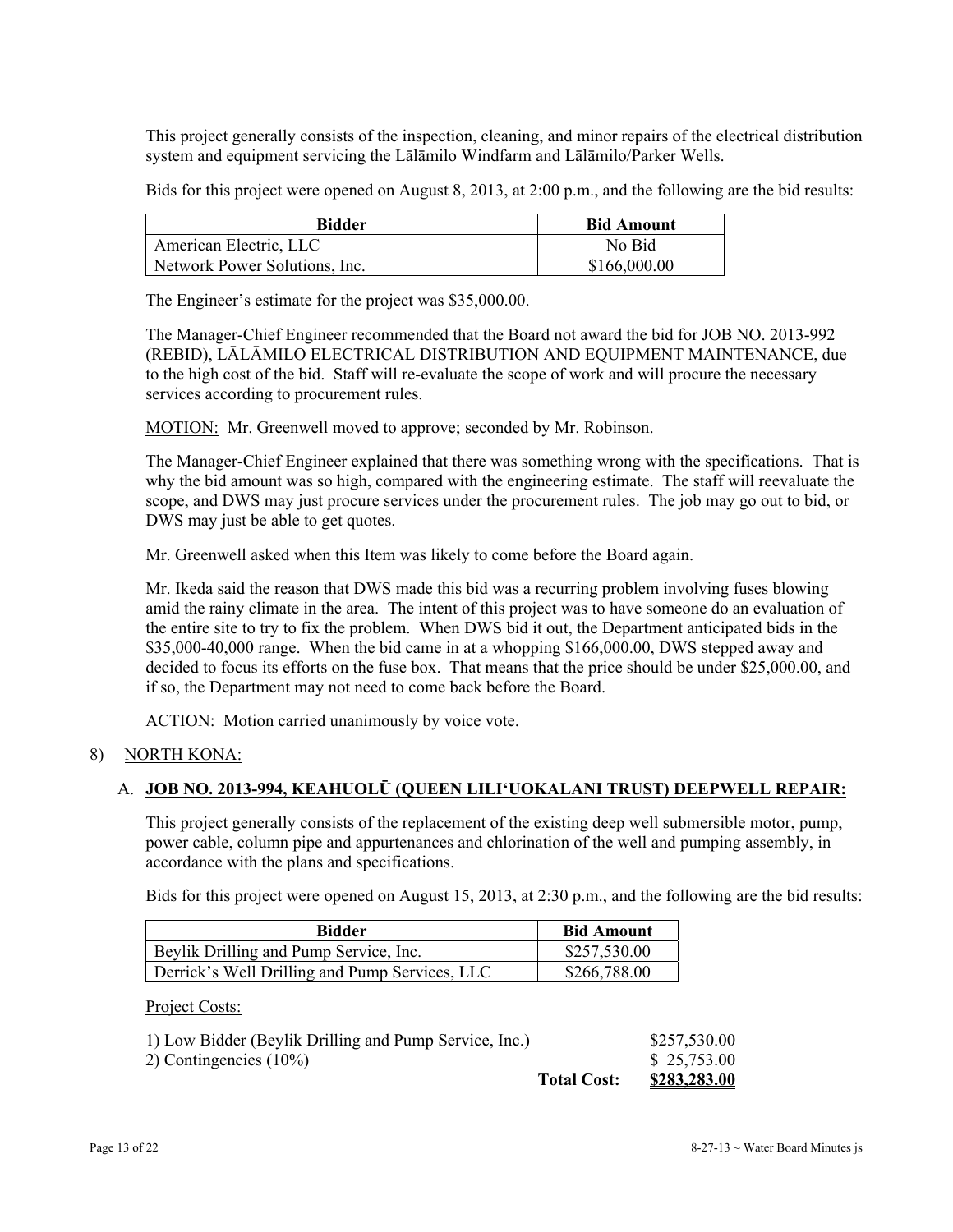This project generally consists of the inspection, cleaning, and minor repairs of the electrical distribution system and equipment servicing the Lālāmilo Windfarm and Lālāmilo/Parker Wells.

Bids for this project were opened on August 8, 2013, at 2:00 p.m., and the following are the bid results:

| Bidder | Bid Amount |
|---|---|
| American Electric, LLC | No Bid |
| Network Power Solutions, Inc. | $166,000.00 |

The Engineer's estimate for the project was $35,000.00.

The Manager-Chief Engineer recommended that the Board not award the bid for JOB NO. 2013-992 (REBID), LĀLĀMILO ELECTRICAL DISTRIBUTION AND EQUIPMENT MAINTENANCE, due to the high cost of the bid. Staff will re-evaluate the scope of work and will procure the necessary services according to procurement rules.

MOTION: Mr. Greenwell moved to approve; seconded by Mr. Robinson.

The Manager-Chief Engineer explained that there was something wrong with the specifications. That is why the bid amount was so high, compared with the engineering estimate. The staff will reevaluate the scope, and DWS may just procure services under the procurement rules. The job may go out to bid, or DWS may just be able to get quotes.

Mr. Greenwell asked when this Item was likely to come before the Board again.

Mr. Ikeda said the reason that DWS made this bid was a recurring problem involving fuses blowing amid the rainy climate in the area. The intent of this project was to have someone do an evaluation of the entire site to try to fix the problem. When DWS bid it out, the Department anticipated bids in the $35,000-40,000 range. When the bid came in at a whopping $166,000.00, DWS stepped away and decided to focus its efforts on the fuse box. That means that the price should be under $25,000.00, and if so, the Department may not need to come back before the Board.

ACTION: Motion carried unanimously by voice vote.

8) NORTH KONA:

A. **JOB NO. 2013-994, KEAHUOLŪ (QUEEN LILI'UOKALANI TRUST) DEEPWELL REPAIR:**

This project generally consists of the replacement of the existing deep well submersible motor, pump, power cable, column pipe and appurtenances and chlorination of the well and pumping assembly, in accordance with the plans and specifications.

Bids for this project were opened on August 15, 2013, at 2:30 p.m., and the following are the bid results:

| Bidder | Bid Amount |
|---|---|
| Beylik Drilling and Pump Service, Inc. | $257,530.00 |
| Derrick's Well Drilling and Pump Services, LLC | $266,788.00 |

Project Costs:

| | | |
|---|---|---|
| 1) Low Bidder (Beylik Drilling and Pump Service, Inc.) | | $257,530.00 |
| 2) Contingencies (10%) | | $ 25,753.00 |
| | **Total Cost:** | **$283,283.00** |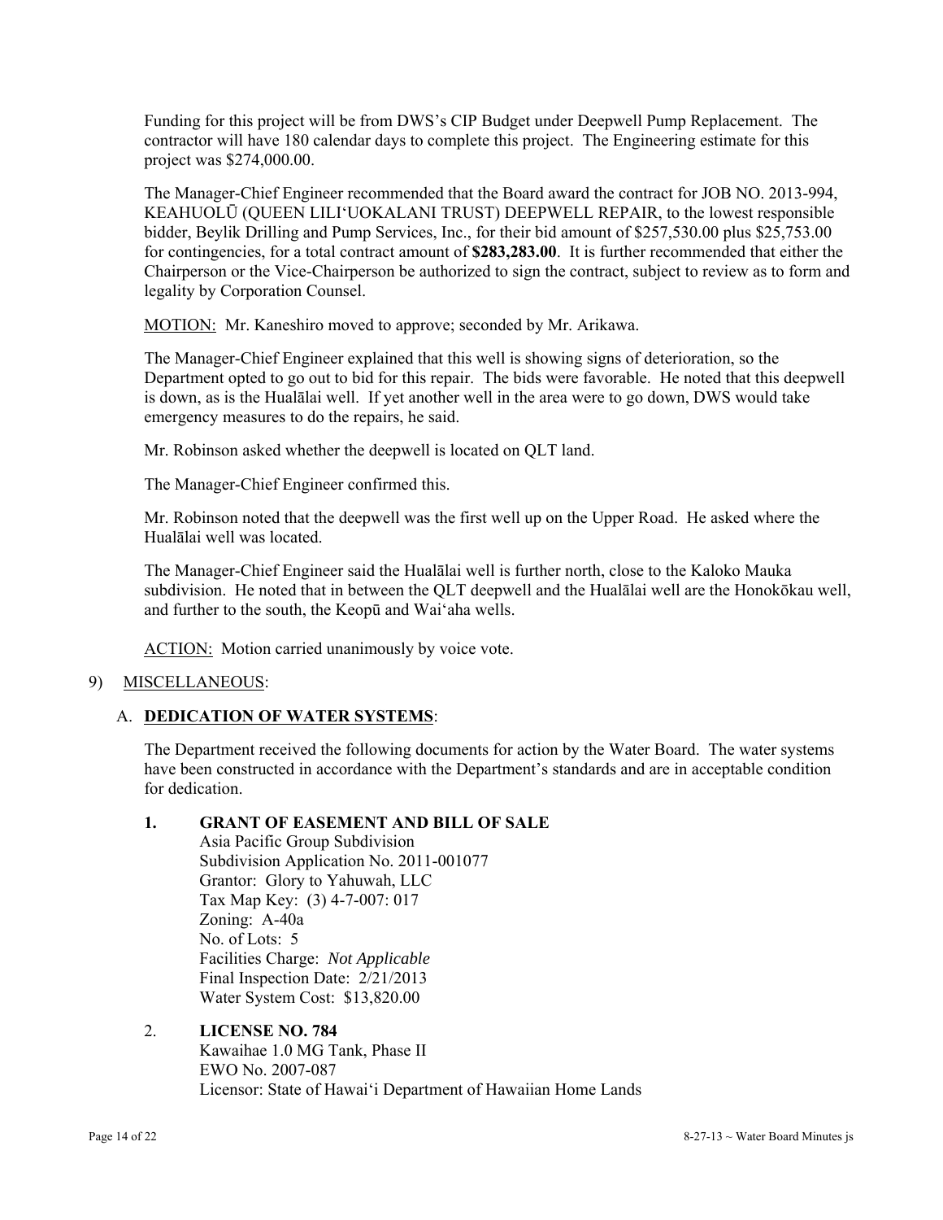Funding for this project will be from DWS's CIP Budget under Deepwell Pump Replacement. The contractor will have 180 calendar days to complete this project. The Engineering estimate for this project was $274,000.00.

The Manager-Chief Engineer recommended that the Board award the contract for JOB NO. 2013-994, KEAHUOLŪ (QUEEN LILI'UOKALANI TRUST) DEEPWELL REPAIR, to the lowest responsible bidder, Beylik Drilling and Pump Services, Inc., for their bid amount of $257,530.00 plus $25,753.00 for contingencies, for a total contract amount of **$283,283.00**. It is further recommended that either the Chairperson or the Vice-Chairperson be authorized to sign the contract, subject to review as to form and legality by Corporation Counsel.

<u>MOTION:</u> Mr. Kaneshiro moved to approve; seconded by Mr. Arikawa.

The Manager-Chief Engineer explained that this well is showing signs of deterioration, so the Department opted to go out to bid for this repair. The bids were favorable. He noted that this deepwell is down, as is the Hualālai well. If yet another well in the area were to go down, DWS would take emergency measures to do the repairs, he said.

Mr. Robinson asked whether the deepwell is located on QLT land.

The Manager-Chief Engineer confirmed this.

Mr. Robinson noted that the deepwell was the first well up on the Upper Road. He asked where the Hualālai well was located.

The Manager-Chief Engineer said the Hualālai well is further north, close to the Kaloko Mauka subdivision. He noted that in between the QLT deepwell and the Hualālai well are the Honokōkau well, and further to the south, the Keopū and Wai'aha wells.

<u>ACTION:</u> Motion carried unanimously by voice vote.

9) <u>MISCELLANEOUS</u>:

A. **<u>DEDICATION OF WATER SYSTEMS</u>**:

The Department received the following documents for action by the Water Board. The water systems have been constructed in accordance with the Department's standards and are in acceptable condition for dedication.

1. **GRANT OF EASEMENT AND BILL OF SALE**
   Asia Pacific Group Subdivision
   Subdivision Application No. 2011-001077
   Grantor: Glory to Yahuwah, LLC
   Tax Map Key: (3) 4-7-007: 017
   Zoning: A-40a
   No. of Lots: 5
   Facilities Charge: *Not Applicable*
   Final Inspection Date: 2/21/2013
   Water System Cost: $13,820.00

2. **LICENSE NO. 784**
   Kawaihae 1.0 MG Tank, Phase II
   EWO No. 2007-087
   Licensor: State of Hawai'i Department of Hawaiian Home Lands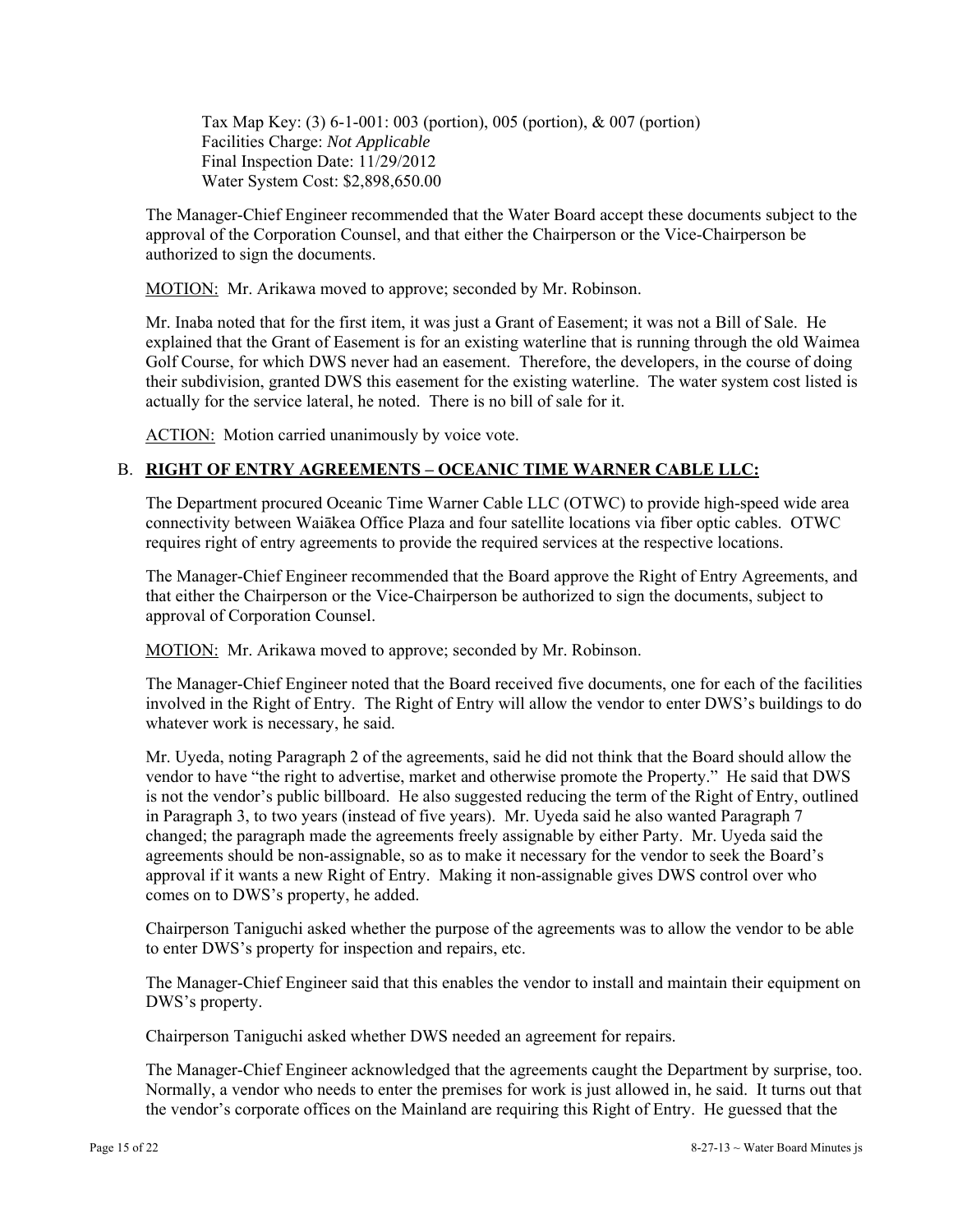Tax Map Key: (3) 6-1-001: 003 (portion), 005 (portion), & 007 (portion)
Facilities Charge: *Not Applicable*
Final Inspection Date: 11/29/2012
Water System Cost: $2,898,650.00

The Manager-Chief Engineer recommended that the Water Board accept these documents subject to the approval of the Corporation Counsel, and that either the Chairperson or the Vice-Chairperson be authorized to sign the documents.

MOTION: Mr. Arikawa moved to approve; seconded by Mr. Robinson.

Mr. Inaba noted that for the first item, it was just a Grant of Easement; it was not a Bill of Sale. He explained that the Grant of Easement is for an existing waterline that is running through the old Waimea Golf Course, for which DWS never had an easement. Therefore, the developers, in the course of doing their subdivision, granted DWS this easement for the existing waterline. The water system cost listed is actually for the service lateral, he noted. There is no bill of sale for it.

ACTION: Motion carried unanimously by voice vote.

## B. RIGHT OF ENTRY AGREEMENTS – OCEANIC TIME WARNER CABLE LLC:

The Department procured Oceanic Time Warner Cable LLC (OTWC) to provide high-speed wide area connectivity between Waiākea Office Plaza and four satellite locations via fiber optic cables. OTWC requires right of entry agreements to provide the required services at the respective locations.

The Manager-Chief Engineer recommended that the Board approve the Right of Entry Agreements, and that either the Chairperson or the Vice-Chairperson be authorized to sign the documents, subject to approval of Corporation Counsel.

MOTION: Mr. Arikawa moved to approve; seconded by Mr. Robinson.

The Manager-Chief Engineer noted that the Board received five documents, one for each of the facilities involved in the Right of Entry. The Right of Entry will allow the vendor to enter DWS's buildings to do whatever work is necessary, he said.

Mr. Uyeda, noting Paragraph 2 of the agreements, said he did not think that the Board should allow the vendor to have "the right to advertise, market and otherwise promote the Property." He said that DWS is not the vendor's public billboard. He also suggested reducing the term of the Right of Entry, outlined in Paragraph 3, to two years (instead of five years). Mr. Uyeda said he also wanted Paragraph 7 changed; the paragraph made the agreements freely assignable by either Party. Mr. Uyeda said the agreements should be non-assignable, so as to make it necessary for the vendor to seek the Board's approval if it wants a new Right of Entry. Making it non-assignable gives DWS control over who comes on to DWS's property, he added.

Chairperson Taniguchi asked whether the purpose of the agreements was to allow the vendor to be able to enter DWS's property for inspection and repairs, etc.

The Manager-Chief Engineer said that this enables the vendor to install and maintain their equipment on DWS's property.

Chairperson Taniguchi asked whether DWS needed an agreement for repairs.

The Manager-Chief Engineer acknowledged that the agreements caught the Department by surprise, too. Normally, a vendor who needs to enter the premises for work is just allowed in, he said. It turns out that the vendor's corporate offices on the Mainland are requiring this Right of Entry. He guessed that the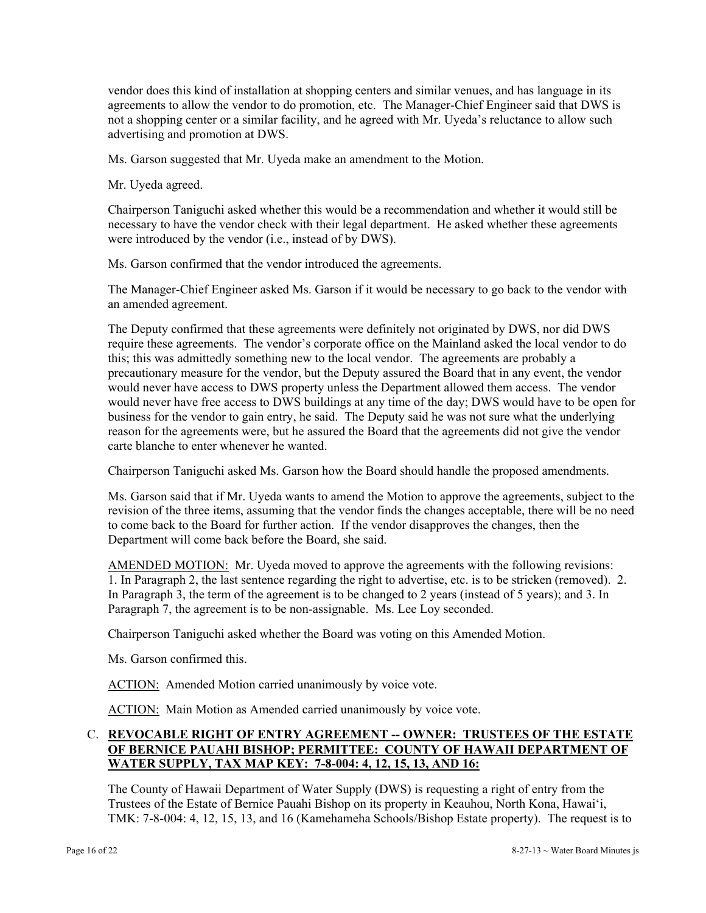vendor does this kind of installation at shopping centers and similar venues, and has language in its agreements to allow the vendor to do promotion, etc. The Manager-Chief Engineer said that DWS is not a shopping center or a similar facility, and he agreed with Mr. Uyeda's reluctance to allow such advertising and promotion at DWS.

Ms. Garson suggested that Mr. Uyeda make an amendment to the Motion.

Mr. Uyeda agreed.

Chairperson Taniguchi asked whether this would be a recommendation and whether it would still be necessary to have the vendor check with their legal department. He asked whether these agreements were introduced by the vendor (i.e., instead of by DWS).

Ms. Garson confirmed that the vendor introduced the agreements.

The Manager-Chief Engineer asked Ms. Garson if it would be necessary to go back to the vendor with an amended agreement.

The Deputy confirmed that these agreements were definitely not originated by DWS, nor did DWS require these agreements. The vendor's corporate office on the Mainland asked the local vendor to do this; this was admittedly something new to the local vendor. The agreements are probably a precautionary measure for the vendor, but the Deputy assured the Board that in any event, the vendor would never have access to DWS property unless the Department allowed them access. The vendor would never have free access to DWS buildings at any time of the day; DWS would have to be open for business for the vendor to gain entry, he said. The Deputy said he was not sure what the underlying reason for the agreements were, but he assured the Board that the agreements did not give the vendor carte blanche to enter whenever he wanted.

Chairperson Taniguchi asked Ms. Garson how the Board should handle the proposed amendments.

Ms. Garson said that if Mr. Uyeda wants to amend the Motion to approve the agreements, subject to the revision of the three items, assuming that the vendor finds the changes acceptable, there will be no need to come back to the Board for further action. If the vendor disapproves the changes, then the Department will come back before the Board, she said.

<u>AMENDED MOTION:</u> Mr. Uyeda moved to approve the agreements with the following revisions: 1. In Paragraph 2, the last sentence regarding the right to advertise, etc. is to be stricken (removed). 2. In Paragraph 3, the term of the agreement is to be changed to 2 years (instead of 5 years); and 3. In Paragraph 7, the agreement is to be non-assignable. Ms. Lee Loy seconded.

Chairperson Taniguchi asked whether the Board was voting on this Amended Motion.

Ms. Garson confirmed this.

<u>ACTION:</u> Amended Motion carried unanimously by voice vote.

<u>ACTION:</u> Main Motion as Amended carried unanimously by voice vote.

### C. <u>REVOCABLE RIGHT OF ENTRY AGREEMENT -- OWNER: TRUSTEES OF THE ESTATE OF BERNICE PAUAHI BISHOP; PERMITTEE: COUNTY OF HAWAII DEPARTMENT OF WATER SUPPLY, TAX MAP KEY: 7-8-004: 4, 12, 15, 13, AND 16:</u>

The County of Hawaii Department of Water Supply (DWS) is requesting a right of entry from the Trustees of the Estate of Bernice Pauahi Bishop on its property in Keauhou, North Kona, Hawai'i, TMK: 7-8-004: 4, 12, 15, 13, and 16 (Kamehameha Schools/Bishop Estate property). The request is to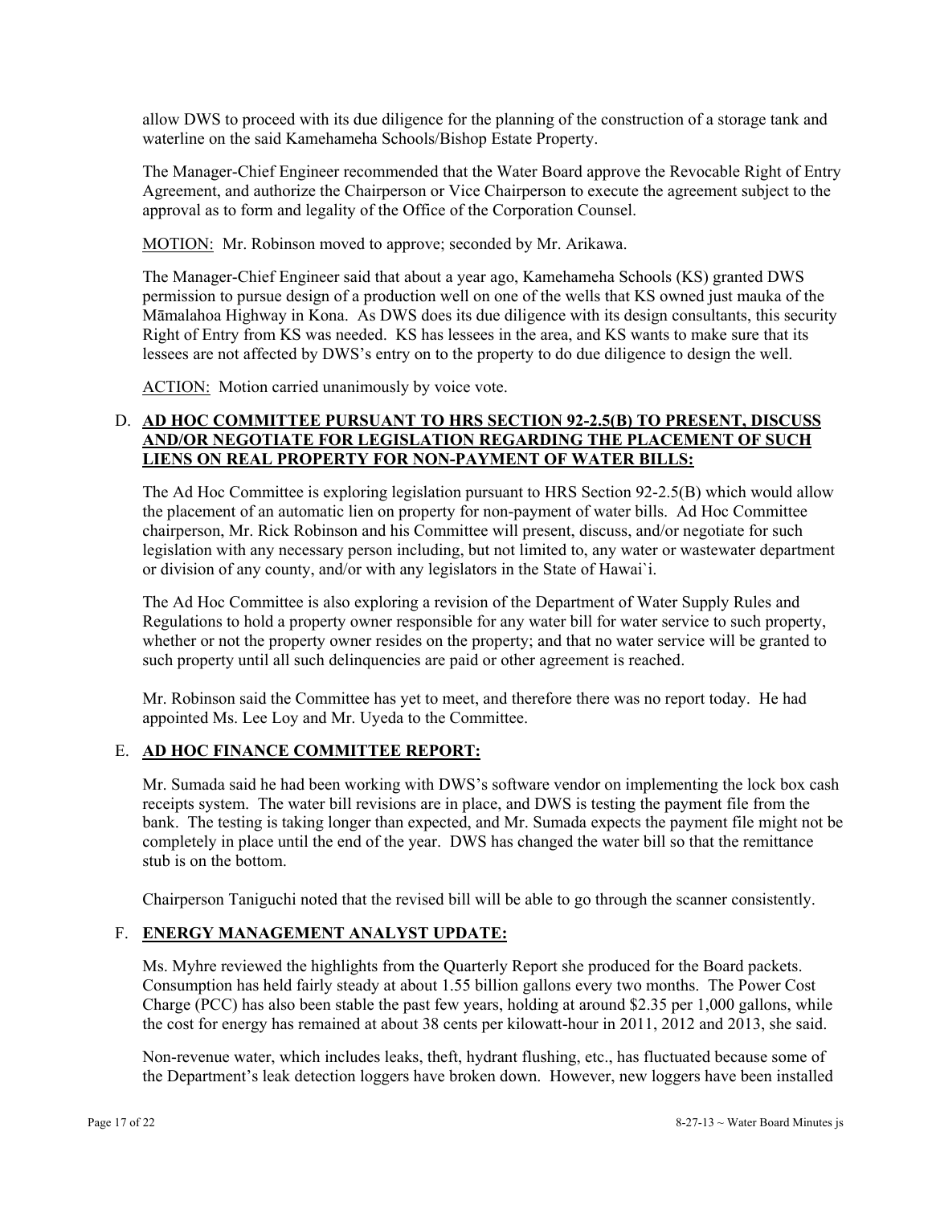allow DWS to proceed with its due diligence for the planning of the construction of a storage tank and waterline on the said Kamehameha Schools/Bishop Estate Property.

The Manager-Chief Engineer recommended that the Water Board approve the Revocable Right of Entry Agreement, and authorize the Chairperson or Vice Chairperson to execute the agreement subject to the approval as to form and legality of the Office of the Corporation Counsel.

MOTION: Mr. Robinson moved to approve; seconded by Mr. Arikawa.

The Manager-Chief Engineer said that about a year ago, Kamehameha Schools (KS) granted DWS permission to pursue design of a production well on one of the wells that KS owned just mauka of the Māmalahoa Highway in Kona. As DWS does its due diligence with its design consultants, this security Right of Entry from KS was needed. KS has lessees in the area, and KS wants to make sure that its lessees are not affected by DWS's entry on to the property to do due diligence to design the well.

ACTION: Motion carried unanimously by voice vote.

D. **AD HOC COMMITTEE PURSUANT TO HRS SECTION 92-2.5(B) TO PRESENT, DISCUSS AND/OR NEGOTIATE FOR LEGISLATION REGARDING THE PLACEMENT OF SUCH LIENS ON REAL PROPERTY FOR NON-PAYMENT OF WATER BILLS:**

The Ad Hoc Committee is exploring legislation pursuant to HRS Section 92-2.5(B) which would allow the placement of an automatic lien on property for non-payment of water bills. Ad Hoc Committee chairperson, Mr. Rick Robinson and his Committee will present, discuss, and/or negotiate for such legislation with any necessary person including, but not limited to, any water or wastewater department or division of any county, and/or with any legislators in the State of Hawai`i.

The Ad Hoc Committee is also exploring a revision of the Department of Water Supply Rules and Regulations to hold a property owner responsible for any water bill for water service to such property, whether or not the property owner resides on the property; and that no water service will be granted to such property until all such delinquencies are paid or other agreement is reached.

Mr. Robinson said the Committee has yet to meet, and therefore there was no report today. He had appointed Ms. Lee Loy and Mr. Uyeda to the Committee.

E. **AD HOC FINANCE COMMITTEE REPORT:**

Mr. Sumada said he had been working with DWS's software vendor on implementing the lock box cash receipts system. The water bill revisions are in place, and DWS is testing the payment file from the bank. The testing is taking longer than expected, and Mr. Sumada expects the payment file might not be completely in place until the end of the year. DWS has changed the water bill so that the remittance stub is on the bottom.

Chairperson Taniguchi noted that the revised bill will be able to go through the scanner consistently.

F. **ENERGY MANAGEMENT ANALYST UPDATE:**

Ms. Myhre reviewed the highlights from the Quarterly Report she produced for the Board packets. Consumption has held fairly steady at about 1.55 billion gallons every two months. The Power Cost Charge (PCC) has also been stable the past few years, holding at around $2.35 per 1,000 gallons, while the cost for energy has remained at about 38 cents per kilowatt-hour in 2011, 2012 and 2013, she said.

Non-revenue water, which includes leaks, theft, hydrant flushing, etc., has fluctuated because some of the Department's leak detection loggers have broken down. However, new loggers have been installed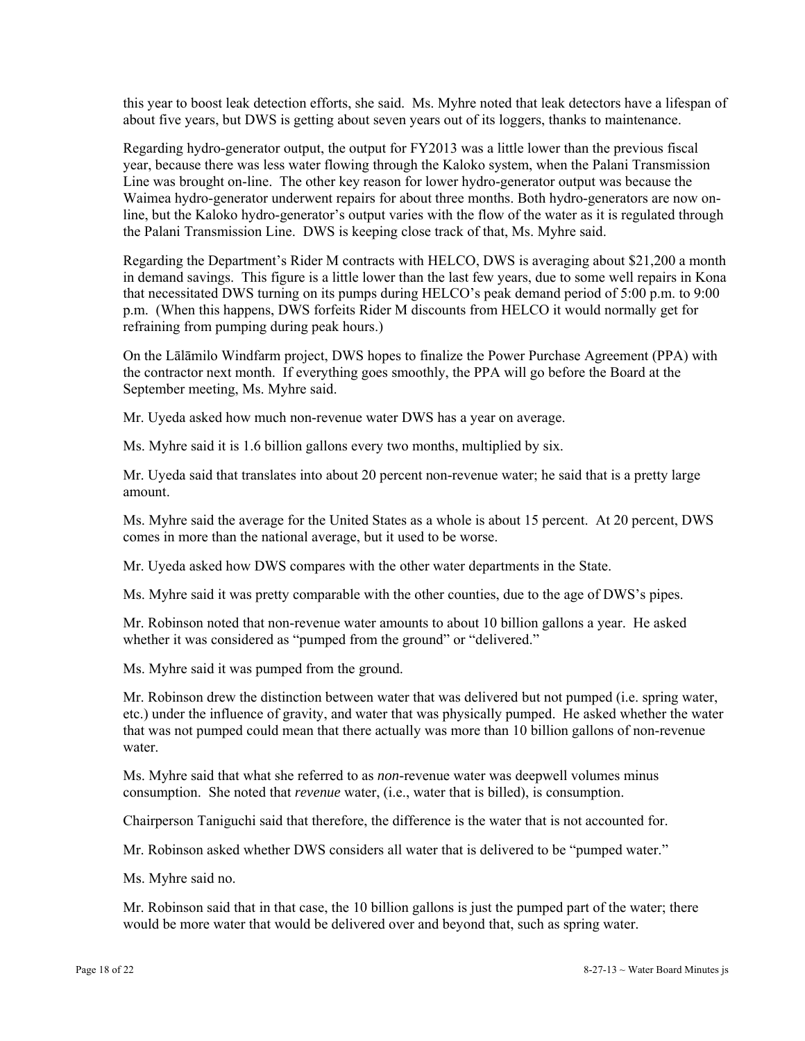this year to boost leak detection efforts, she said. Ms. Myhre noted that leak detectors have a lifespan of about five years, but DWS is getting about seven years out of its loggers, thanks to maintenance.

Regarding hydro-generator output, the output for FY2013 was a little lower than the previous fiscal year, because there was less water flowing through the Kaloko system, when the Palani Transmission Line was brought on-line. The other key reason for lower hydro-generator output was because the Waimea hydro-generator underwent repairs for about three months. Both hydro-generators are now on-line, but the Kaloko hydro-generator's output varies with the flow of the water as it is regulated through the Palani Transmission Line. DWS is keeping close track of that, Ms. Myhre said.

Regarding the Department's Rider M contracts with HELCO, DWS is averaging about $21,200 a month in demand savings. This figure is a little lower than the last few years, due to some well repairs in Kona that necessitated DWS turning on its pumps during HELCO's peak demand period of 5:00 p.m. to 9:00 p.m. (When this happens, DWS forfeits Rider M discounts from HELCO it would normally get for refraining from pumping during peak hours.)

On the Lālāmilo Windfarm project, DWS hopes to finalize the Power Purchase Agreement (PPA) with the contractor next month. If everything goes smoothly, the PPA will go before the Board at the September meeting, Ms. Myhre said.

Mr. Uyeda asked how much non-revenue water DWS has a year on average.

Ms. Myhre said it is 1.6 billion gallons every two months, multiplied by six.

Mr. Uyeda said that translates into about 20 percent non-revenue water; he said that is a pretty large amount.

Ms. Myhre said the average for the United States as a whole is about 15 percent. At 20 percent, DWS comes in more than the national average, but it used to be worse.

Mr. Uyeda asked how DWS compares with the other water departments in the State.

Ms. Myhre said it was pretty comparable with the other counties, due to the age of DWS's pipes.

Mr. Robinson noted that non-revenue water amounts to about 10 billion gallons a year. He asked whether it was considered as "pumped from the ground" or "delivered."

Ms. Myhre said it was pumped from the ground.

Mr. Robinson drew the distinction between water that was delivered but not pumped (i.e. spring water, etc.) under the influence of gravity, and water that was physically pumped. He asked whether the water that was not pumped could mean that there actually was more than 10 billion gallons of non-revenue water.

Ms. Myhre said that what she referred to as *non*-revenue water was deepwell volumes minus consumption. She noted that *revenue* water, (i.e., water that is billed), is consumption.

Chairperson Taniguchi said that therefore, the difference is the water that is not accounted for.

Mr. Robinson asked whether DWS considers all water that is delivered to be "pumped water."

Ms. Myhre said no.

Mr. Robinson said that in that case, the 10 billion gallons is just the pumped part of the water; there would be more water that would be delivered over and beyond that, such as spring water.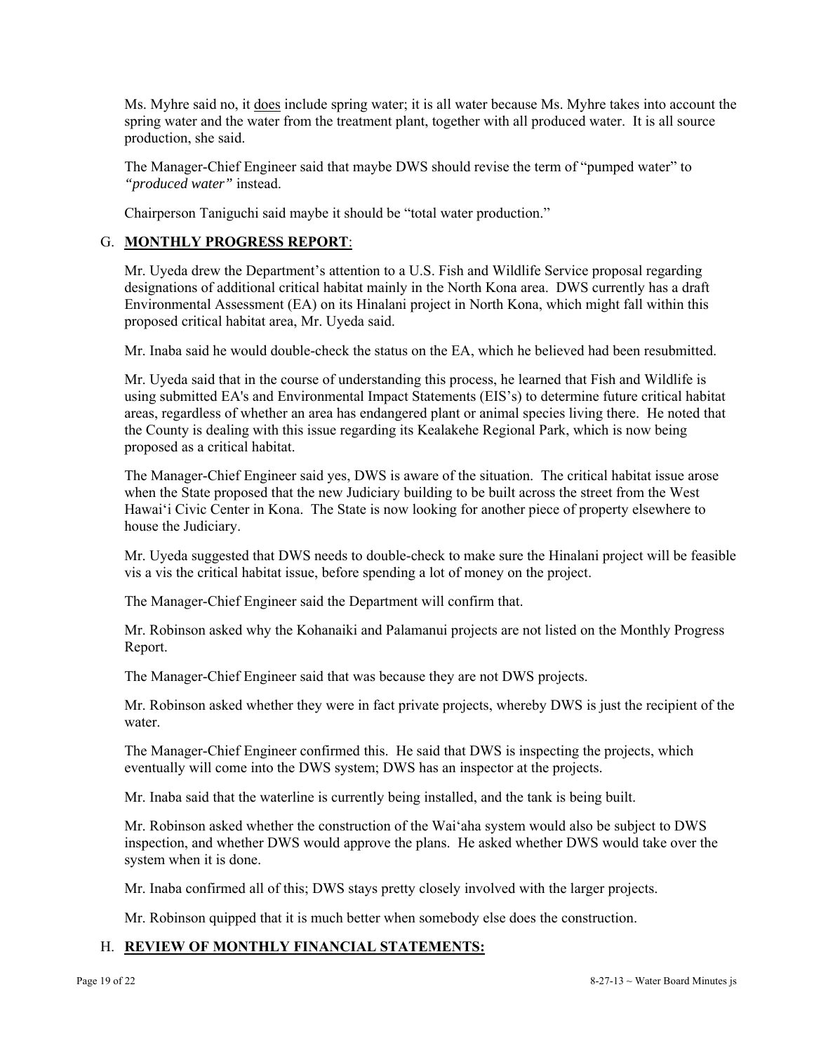Ms. Myhre said no, it does include spring water; it is all water because Ms. Myhre takes into account the spring water and the water from the treatment plant, together with all produced water. It is all source production, she said.

The Manager-Chief Engineer said that maybe DWS should revise the term of "pumped water" to *"produced water"* instead.

Chairperson Taniguchi said maybe it should be "total water production."

## G. **MONTHLY PROGRESS REPORT**:

Mr. Uyeda drew the Department's attention to a U.S. Fish and Wildlife Service proposal regarding designations of additional critical habitat mainly in the North Kona area. DWS currently has a draft Environmental Assessment (EA) on its Hinalani project in North Kona, which might fall within this proposed critical habitat area, Mr. Uyeda said.

Mr. Inaba said he would double-check the status on the EA, which he believed had been resubmitted.

Mr. Uyeda said that in the course of understanding this process, he learned that Fish and Wildlife is using submitted EA's and Environmental Impact Statements (EIS's) to determine future critical habitat areas, regardless of whether an area has endangered plant or animal species living there. He noted that the County is dealing with this issue regarding its Kealakehe Regional Park, which is now being proposed as a critical habitat.

The Manager-Chief Engineer said yes, DWS is aware of the situation. The critical habitat issue arose when the State proposed that the new Judiciary building to be built across the street from the West Hawai'i Civic Center in Kona. The State is now looking for another piece of property elsewhere to house the Judiciary.

Mr. Uyeda suggested that DWS needs to double-check to make sure the Hinalani project will be feasible vis a vis the critical habitat issue, before spending a lot of money on the project.

The Manager-Chief Engineer said the Department will confirm that.

Mr. Robinson asked why the Kohanaiki and Palamanui projects are not listed on the Monthly Progress Report.

The Manager-Chief Engineer said that was because they are not DWS projects.

Mr. Robinson asked whether they were in fact private projects, whereby DWS is just the recipient of the water.

The Manager-Chief Engineer confirmed this. He said that DWS is inspecting the projects, which eventually will come into the DWS system; DWS has an inspector at the projects.

Mr. Inaba said that the waterline is currently being installed, and the tank is being built.

Mr. Robinson asked whether the construction of the Wai'aha system would also be subject to DWS inspection, and whether DWS would approve the plans. He asked whether DWS would take over the system when it is done.

Mr. Inaba confirmed all of this; DWS stays pretty closely involved with the larger projects.

Mr. Robinson quipped that it is much better when somebody else does the construction.

## H. **REVIEW OF MONTHLY FINANCIAL STATEMENTS:**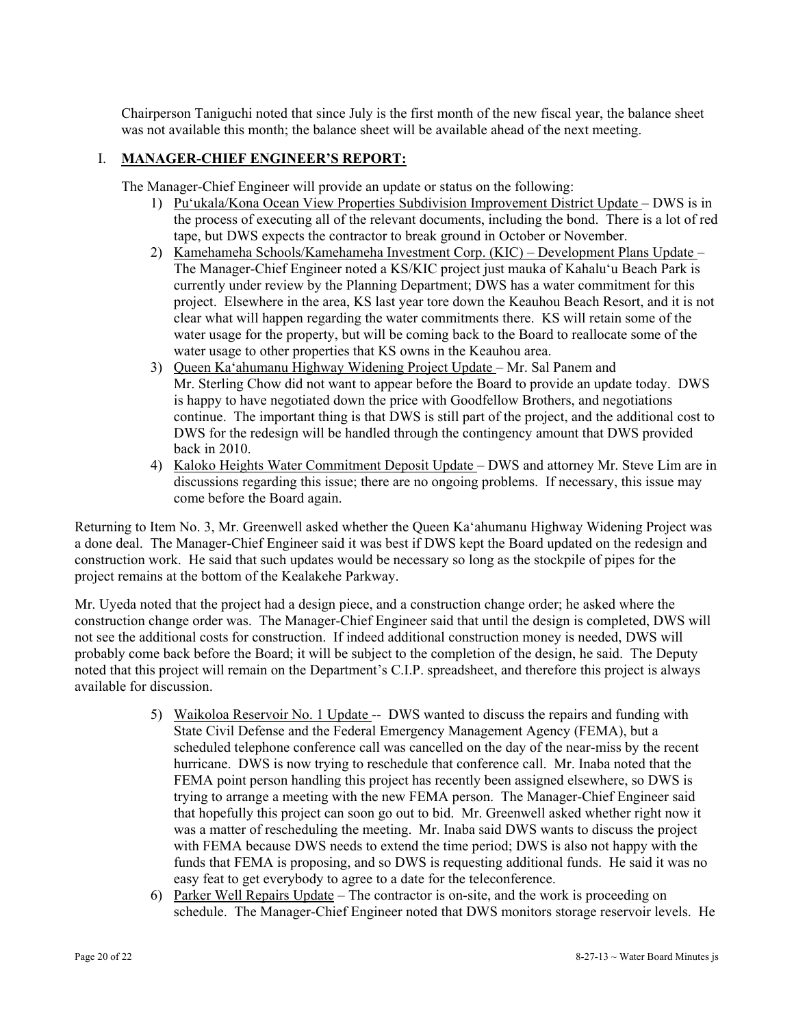Chairperson Taniguchi noted that since July is the first month of the new fiscal year, the balance sheet was not available this month; the balance sheet will be available ahead of the next meeting.

## I. **MANAGER-CHIEF ENGINEER'S REPORT:**

The Manager-Chief Engineer will provide an update or status on the following:

1) Pu'ukala/Kona Ocean View Properties Subdivision Improvement District Update – DWS is in the process of executing all of the relevant documents, including the bond. There is a lot of red tape, but DWS expects the contractor to break ground in October or November.
2) Kamehameha Schools/Kamehameha Investment Corp. (KIC) – Development Plans Update – The Manager-Chief Engineer noted a KS/KIC project just mauka of Kahalu'u Beach Park is currently under review by the Planning Department; DWS has a water commitment for this project. Elsewhere in the area, KS last year tore down the Keauhou Beach Resort, and it is not clear what will happen regarding the water commitments there. KS will retain some of the water usage for the property, but will be coming back to the Board to reallocate some of the water usage to other properties that KS owns in the Keauhou area.
3) Queen Ka'ahumanu Highway Widening Project Update – Mr. Sal Panem and Mr. Sterling Chow did not want to appear before the Board to provide an update today. DWS is happy to have negotiated down the price with Goodfellow Brothers, and negotiations continue. The important thing is that DWS is still part of the project, and the additional cost to DWS for the redesign will be handled through the contingency amount that DWS provided back in 2010.
4) Kaloko Heights Water Commitment Deposit Update – DWS and attorney Mr. Steve Lim are in discussions regarding this issue; there are no ongoing problems. If necessary, this issue may come before the Board again.

Returning to Item No. 3, Mr. Greenwell asked whether the Queen Ka'ahumanu Highway Widening Project was a done deal. The Manager-Chief Engineer said it was best if DWS kept the Board updated on the redesign and construction work. He said that such updates would be necessary so long as the stockpile of pipes for the project remains at the bottom of the Kealakehe Parkway.

Mr. Uyeda noted that the project had a design piece, and a construction change order; he asked where the construction change order was. The Manager-Chief Engineer said that until the design is completed, DWS will not see the additional costs for construction. If indeed additional construction money is needed, DWS will probably come back before the Board; it will be subject to the completion of the design, he said. The Deputy noted that this project will remain on the Department's C.I.P. spreadsheet, and therefore this project is always available for discussion.

5) Waikoloa Reservoir No. 1 Update -- DWS wanted to discuss the repairs and funding with State Civil Defense and the Federal Emergency Management Agency (FEMA), but a scheduled telephone conference call was cancelled on the day of the near-miss by the recent hurricane. DWS is now trying to reschedule that conference call. Mr. Inaba noted that the FEMA point person handling this project has recently been assigned elsewhere, so DWS is trying to arrange a meeting with the new FEMA person. The Manager-Chief Engineer said that hopefully this project can soon go out to bid. Mr. Greenwell asked whether right now it was a matter of rescheduling the meeting. Mr. Inaba said DWS wants to discuss the project with FEMA because DWS needs to extend the time period; DWS is also not happy with the funds that FEMA is proposing, and so DWS is requesting additional funds. He said it was no easy feat to get everybody to agree to a date for the teleconference.
6) Parker Well Repairs Update – The contractor is on-site, and the work is proceeding on schedule. The Manager-Chief Engineer noted that DWS monitors storage reservoir levels. He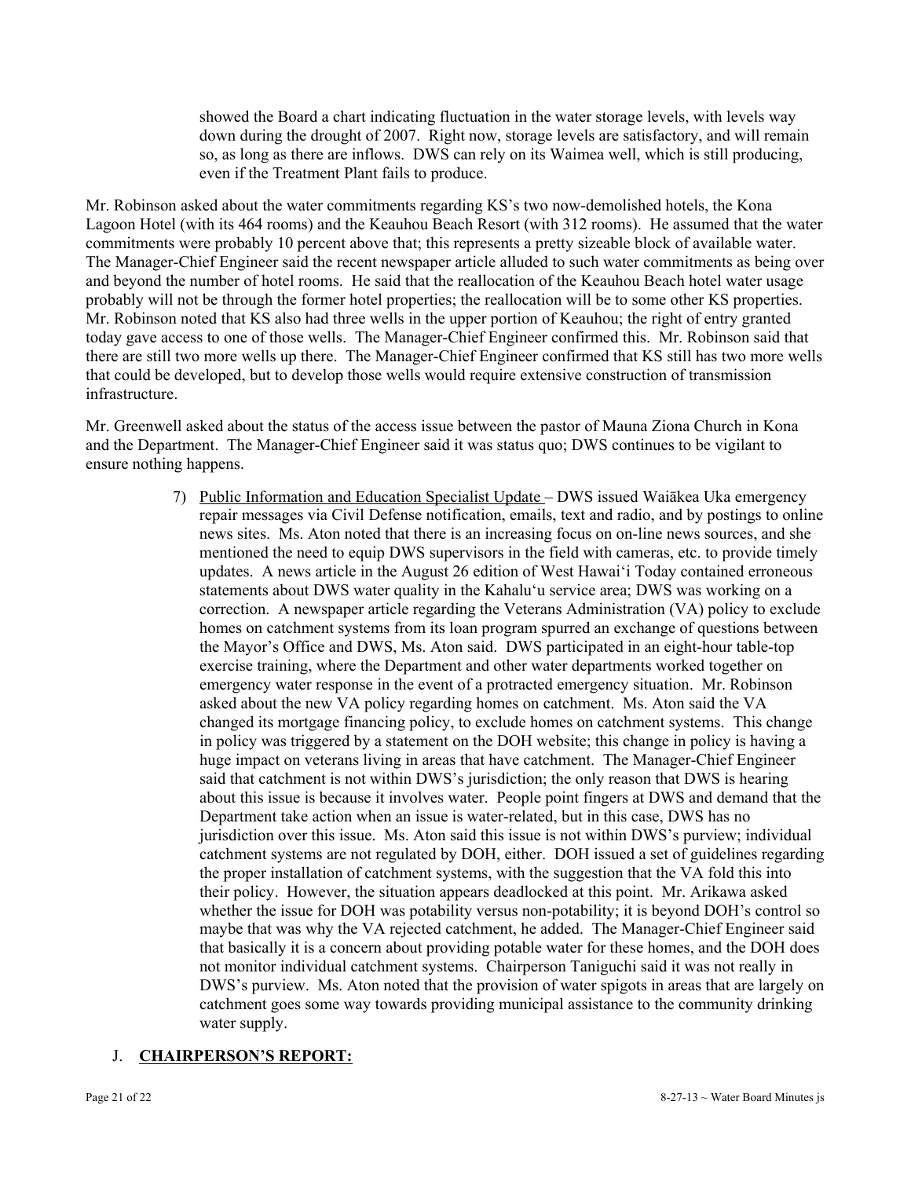showed the Board a chart indicating fluctuation in the water storage levels, with levels way down during the drought of 2007. Right now, storage levels are satisfactory, and will remain so, as long as there are inflows. DWS can rely on its Waimea well, which is still producing, even if the Treatment Plant fails to produce.

Mr. Robinson asked about the water commitments regarding KS's two now-demolished hotels, the Kona Lagoon Hotel (with its 464 rooms) and the Keauhou Beach Resort (with 312 rooms). He assumed that the water commitments were probably 10 percent above that; this represents a pretty sizeable block of available water. The Manager-Chief Engineer said the recent newspaper article alluded to such water commitments as being over and beyond the number of hotel rooms. He said that the reallocation of the Keauhou Beach hotel water usage probably will not be through the former hotel properties; the reallocation will be to some other KS properties. Mr. Robinson noted that KS also had three wells in the upper portion of Keauhou; the right of entry granted today gave access to one of those wells. The Manager-Chief Engineer confirmed this. Mr. Robinson said that there are still two more wells up there. The Manager-Chief Engineer confirmed that KS still has two more wells that could be developed, but to develop those wells would require extensive construction of transmission infrastructure.

Mr. Greenwell asked about the status of the access issue between the pastor of Mauna Ziona Church in Kona and the Department. The Manager-Chief Engineer said it was status quo; DWS continues to be vigilant to ensure nothing happens.

7) Public Information and Education Specialist Update – DWS issued Waiākea Uka emergency repair messages via Civil Defense notification, emails, text and radio, and by postings to online news sites. Ms. Aton noted that there is an increasing focus on on-line news sources, and she mentioned the need to equip DWS supervisors in the field with cameras, etc. to provide timely updates. A news article in the August 26 edition of West Hawai'i Today contained erroneous statements about DWS water quality in the Kahalu'u service area; DWS was working on a correction. A newspaper article regarding the Veterans Administration (VA) policy to exclude homes on catchment systems from its loan program spurred an exchange of questions between the Mayor's Office and DWS, Ms. Aton said. DWS participated in an eight-hour table-top exercise training, where the Department and other water departments worked together on emergency water response in the event of a protracted emergency situation. Mr. Robinson asked about the new VA policy regarding homes on catchment. Ms. Aton said the VA changed its mortgage financing policy, to exclude homes on catchment systems. This change in policy was triggered by a statement on the DOH website; this change in policy is having a huge impact on veterans living in areas that have catchment. The Manager-Chief Engineer said that catchment is not within DWS's jurisdiction; the only reason that DWS is hearing about this issue is because it involves water. People point fingers at DWS and demand that the Department take action when an issue is water-related, but in this case, DWS has no jurisdiction over this issue. Ms. Aton said this issue is not within DWS's purview; individual catchment systems are not regulated by DOH, either. DOH issued a set of guidelines regarding the proper installation of catchment systems, with the suggestion that the VA fold this into their policy. However, the situation appears deadlocked at this point. Mr. Arikawa asked whether the issue for DOH was potability versus non-potability; it is beyond DOH's control so maybe that was why the VA rejected catchment, he added. The Manager-Chief Engineer said that basically it is a concern about providing potable water for these homes, and the DOH does not monitor individual catchment systems. Chairperson Taniguchi said it was not really in DWS's purview. Ms. Aton noted that the provision of water spigots in areas that are largely on catchment goes some way towards providing municipal assistance to the community drinking water supply.

## J. **CHAIRPERSON'S REPORT:**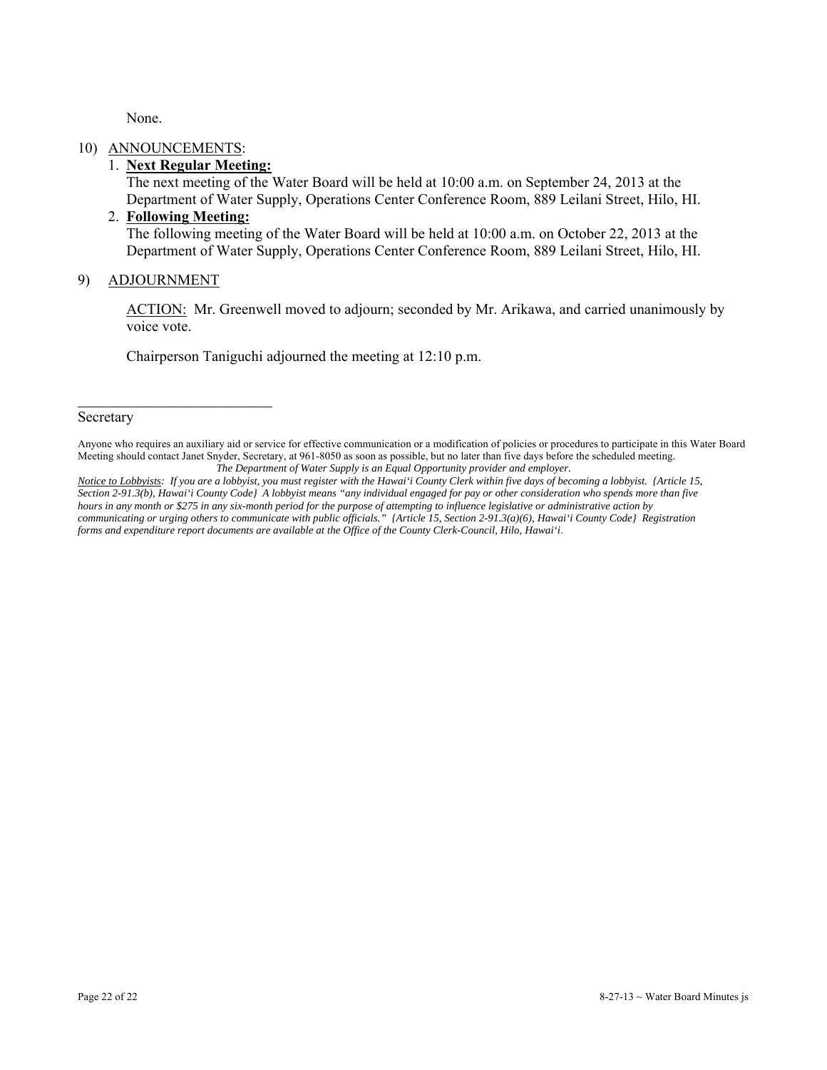None.

10) ANNOUNCEMENTS:

1. **Next Regular Meeting:**
   The next meeting of the Water Board will be held at 10:00 a.m. on September 24, 2013 at the Department of Water Supply, Operations Center Conference Room, 889 Leilani Street, Hilo, HI.

2. **Following Meeting:**
   The following meeting of the Water Board will be held at 10:00 a.m. on October 22, 2013 at the Department of Water Supply, Operations Center Conference Room, 889 Leilani Street, Hilo, HI.

9) ADJOURNMENT

ACTION: Mr. Greenwell moved to adjourn; seconded by Mr. Arikawa, and carried unanimously by voice vote.

Chairperson Taniguchi adjourned the meeting at 12:10 p.m.

\_\_\_\_\_\_\_\_\_\_\_\_\_\_\_\_\_\_\_\_\_\_\_\_\_\_\_\_

Secretary

Anyone who requires an auxiliary aid or service for effective communication or a modification of policies or procedures to participate in this Water Board Meeting should contact Janet Snyder, Secretary, at 961-8050 as soon as possible, but no later than five days before the scheduled meeting.

*The Department of Water Supply is an Equal Opportunity provider and employer.*

*Notice to Lobbyists: If you are a lobbyist, you must register with the Hawai'i County Clerk within five days of becoming a lobbyist. {Article 15, Section 2-91.3(b), Hawai'i County Code} A lobbyist means "any individual engaged for pay or other consideration who spends more than five hours in any month or $275 in any six-month period for the purpose of attempting to influence legislative or administrative action by communicating or urging others to communicate with public officials." {Article 15, Section 2-91.3(a)(6), Hawai'i County Code} Registration forms and expenditure report documents are available at the Office of the County Clerk-Council, Hilo, Hawai'i.*